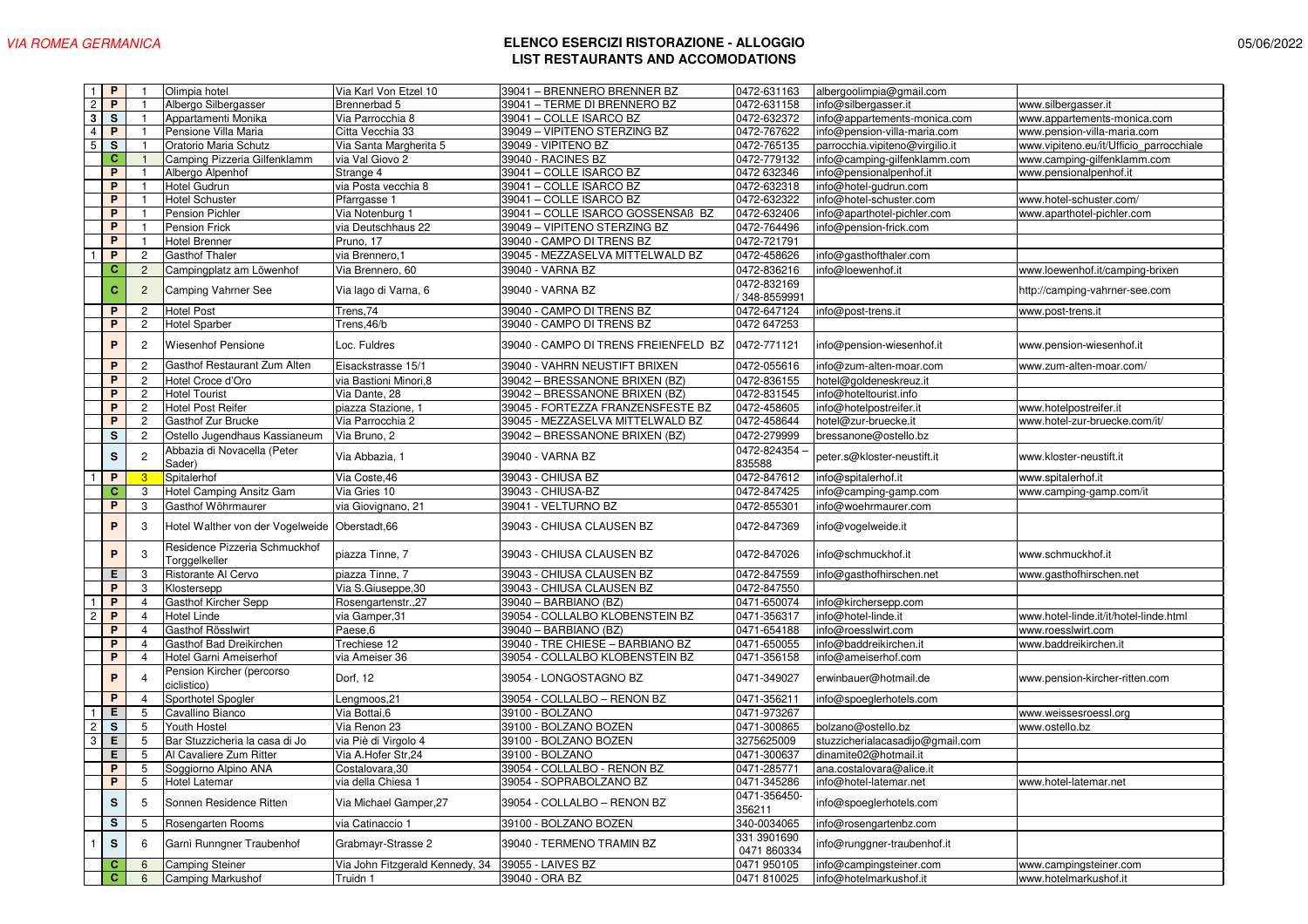*VIA ROMEA GERMANICA*

**ELENCO ESERCIZI RISTORAZIONE - ALLOGGIO**
**LIST RESTAURANTS AND ACCOMODATIONS**

05/06/2022

| | | | | | | | | |
|---|---|---|---|---|---|---|---|---|
| 1 | P | 1 | Olimpia hotel | Via Karl Von Etzel 10 | 39041 – BRENNERO BRENNER BZ | 0472-631163 | albergoolimpia@gmail.com | |
| 2 | P | 1 | Albergo Silbergasser | Brennerbad 5 | 39041 – TERME DI BRENNERO BZ | 0472-631158 | info@silbergasser.it | www.silbergasser.it |
| 3 | S | 1 | Appartamenti Monika | Via Parrocchia 8 | 39041 – COLLE ISARCO BZ | 0472-632372 | info@appartements-monica.com | www.appartements-monica.com |
| 4 | P | 1 | Pensione Villa Maria | Citta Vecchia 33 | 39049 – VIPITENO STERZING BZ | 0472-767622 | info@pension-villa-maria.com | www.pension-villa-maria.com |
| 5 | S | 1 | Oratorio Maria Schutz | Via Santa Margherita 5 | 39049 - VIPITENO BZ | 0472-765135 | parrocchia.vipiteno@virgilio.it | www.vipiteno.eu/it/Ufficio_parrocchiale |
| | C | 1 | Camping Pizzeria Gilfenklamm | via Val Giovo 2 | 39040 - RACINES BZ | 0472-779132 | info@camping-gilfenklamm.com | www.camping-gilfenklamm.com |
| | P | 1 | Albergo Alpenhof | Strange 4 | 39041 – COLLE ISARCO BZ | 0472 632346 | info@pensionalpenhof.it | www.pensionalpenhof.it |
| | P | 1 | Hotel Gudrun | via Posta vecchia 8 | 39041 – COLLE ISARCO BZ | 0472-632318 | info@hotel-gudrun.com | |
| | P | 1 | Hotel Schuster | Pfarrgasse 1 | 39041 – COLLE ISARCO BZ | 0472-632322 | info@hotel-schuster.com | www.hotel-schuster.com/ |
| | P | 1 | Pension Pichler | Via Notenburg 1 | 39041 – COLLE ISARCO GOSSENSAß BZ | 0472-632406 | info@aparthotel-pichler.com | www.aparthotel-pichler.com |
| | P | 1 | Pension Frick | via Deutschhaus 22 | 39049 – VIPITENO STERZING BZ | 0472-764496 | info@pension-frick.com | |
| | P | 1 | Hotel Brenner | Pruno, 17 | 39040 - CAMPO DI TRENS BZ | 0472-721791 | | |
| 1 | P | 2 | Gasthof Thaler | via Brennero,1 | 39045 - MEZZASELVA MITTELWALD BZ | 0472-458626 | info@gasthofthaler.com | |
| | C | 2 | Campingplatz am Löwenhof | Via Brennero, 60 | 39040 - VARNA BZ | 0472-836216 | info@loewenhof.it | www.loewenhof.it/camping-brixen |
| | C | 2 | Camping Vahrner See | Via lago di Varna, 6 | 39040 - VARNA BZ | 0472-832169 / 348-8559991 | | http://camping-vahrner-see.com |
| | P | 2 | Hotel Post | Trens,74 | 39040 - CAMPO DI TRENS BZ | 0472-647124 | info@post-trens.it | www.post-trens.it |
| | P | 2 | Hotel Sparber | Trens,46/b | 39040 - CAMPO DI TRENS BZ | 0472 647253 | | |
| | P | 2 | Wiesenhof Pensione | Loc. Fuldres | 39040 - CAMPO DI TRENS FREIENFELD BZ | 0472-771121 | info@pension-wiesenhof.it | www.pension-wiesenhof.it |
| | P | 2 | Gasthof Restaurant Zum Alten | Eisackstrasse 15/1 | 39040 - VAHRN NEUSTIFT BRIXEN | 0472-055616 | info@zum-alten-moar.com | www.zum-alten-moar.com/ |
| | P | 2 | Hotel Croce d'Oro | via Bastioni Minori,8 | 39042 – BRESSANONE BRIXEN (BZ) | 0472-836155 | hotel@goldeneskreuz.it | |
| | P | 2 | Hotel Tourist | Via Dante, 28 | 39042 – BRESSANONE BRIXEN (BZ) | 0472-831545 | info@hoteltourist.info | |
| | P | 2 | Hotel Post Reifer | piazza Stazione, 1 | 39045 - FORTEZZA FRANZENSFESTE BZ | 0472-458605 | info@hotelpostreifer.it | www.hotelpostreifer.it |
| | P | 2 | Gasthof Zur Brucke | Via Parrocchia 2 | 39045 - MEZZASELVA MITTELWALD BZ | 0472-458644 | hotel@zur-bruecke.it | www.hotel-zur-bruecke.com/it/ |
| | S | 2 | Ostello Jugendhaus Kassianeum | Via Bruno, 2 | 39042 – BRESSANONE BRIXEN (BZ) | 0472-279999 | bressanone@ostello.bz | |
| | S | 2 | Abbazia di Novacella (Peter Sader) | Via Abbazia, 1 | 39040 - VARNA BZ | 0472-824354 – 835588 | peter.s@kloster-neustift.it | www.kloster-neustift.it |
| 1 | P | 3 | Spitalerhof | Via Coste,46 | 39043 - CHIUSA BZ | 0472-847612 | info@spitalerhof.it | www.spitalerhof.it |
| | C | 3 | Hotel Camping Ansitz Gam | Via Gries 10 | 39043 - CHIUSA-BZ | 0472-847425 | info@camping-gamp.com | www.camping-gamp.com/it |
| | P | 3 | Gasthof Wöhrmaurer | via Giovignano, 21 | 39041 - VELTURNO BZ | 0472-855301 | info@woehrmaurer.com | |
| | P | 3 | Hotel Walther von der Vogelweide | Oberstadt,66 | 39043 - CHIUSA CLAUSEN BZ | 0472-847369 | info@vogelweide.it | |
| | P | 3 | Residence Pizzeria Schmuckhof Torggelkeller | piazza Tinne, 7 | 39043 - CHIUSA CLAUSEN BZ | 0472-847026 | info@schmuckhof.it | www.schmuckhof.it |
| | E | 3 | Ristorante Al Cervo | piazza Tinne, 7 | 39043 - CHIUSA CLAUSEN BZ | 0472-847559 | info@gasthofhirschen.net | www.gasthofhirschen.net |
| | P | 3 | Klostersepp | Via S.Giuseppe,30 | 39043 - CHIUSA CLAUSEN BZ | 0472-847550 | | |
| 1 | P | 4 | Gasthof Kircher Sepp | Rosengartenstr.,27 | 39040 – BARBIANO (BZ) | 0471-650074 | info@kirchersepp.com | |
| 2 | P | 4 | Hotel Linde | via Gamper,31 | 39054 - COLLALBO KLOBENSTEIN BZ | 0471-356317 | info@hotel-linde.it | www.hotel-linde.it/it/hotel-linde.html |
| | P | 4 | Gasthof Rösslwirt | Paese,6 | 39040 – BARBIANO (BZ) | 0471-654188 | info@roesslwirt.com | www.roesslwirt.com |
| | P | 4 | Gasthof Bad Dreikirchen | Trechiese 12 | 39040 - TRE CHIESE – BARBIANO BZ | 0471-650055 | info@baddreikirchen.it | www.baddreikirchen.it |
| | P | 4 | Hotel Garni Ameiserhof | via Ameiser 36 | 39054 - COLLALBO KLOBENSTEIN BZ | 0471-356158 | info@ameiserhof.com | |
| | P | 4 | Pension Kircher (percorso ciclistico) | Dorf, 12 | 39054 - LONGOSTAGNO BZ | 0471-349027 | erwinbauer@hotmail.de | www.pension-kircher-ritten.com |
| | P | 4 | Sporthotel Spogler | Lengmoos,21 | 39054 - COLLALBO – RENON BZ | 0471-356211 | info@spoeglerhotels.com | |
| 1 | E | 5 | Cavallino Bianco | Via Bottai,6 | 39100 - BOLZANO | 0471-973267 | | www.weissesroessl.org |
| 2 | S | 5 | Youth Hostel | Via Renon 23 | 39100 - BOLZANO BOZEN | 0471-300865 | bolzano@ostello.bz | www.ostello.bz |
| 3 | E | 5 | Bar Stuzzicheria la casa di Jo | via Piè di Virgolo 4 | 39100 - BOLZANO BOZEN | 3275625009 | stuzzicherialacasadijo@gmail.com | |
| | E | 5 | Al Cavaliere Zum Ritter | Via A.Hofer Str,24 | 39100 - BOLZANO | 0471-300637 | dinamite02@hotmail.it | |
| | P | 5 | Soggiorno Alpino ANA | Costalovara,30 | 39054 - COLLALBO - RENON BZ | 0471-285771 | ana.costalovara@alice.it | |
| | P | 5 | Hotel Latemar | via della Chiesa 1 | 39054 - SOPRABOLZANO BZ | 0471-345286 | info@hotel-latemar.net | www.hotel-latemar.net |
| | S | 5 | Sonnen Residence Ritten | Via Michael Gamper,27 | 39054 - COLLALBO – RENON BZ | 0471-356450-356211 | info@spoeglerhotels.com | |
| | S | 5 | Rosengarten Rooms | via Catinaccio 1 | 39100 - BOLZANO BOZEN | 340-0034065 | info@rosengartenbz.com | |
| 1 | S | 6 | Garnì Runngner Traubenhof | Grabmayr-Strasse 2 | 39040 - TERMENO TRAMIN BZ | 331 3901690 0471 860334 | info@runggner-traubenhof.it | |
| | C | 6 | Camping Steiner | Via John Fitzgerald Kennedy, 34 | 39055 - LAIVES BZ | 0471 950105 | info@campingsteiner.com | www.campingsteiner.com |
| | C | 6 | Camping Markushof | Truidn 1 | 39040 - ORA BZ | 0471 810025 | info@hotelmarkushof.it | www.hotelmarkushof.it |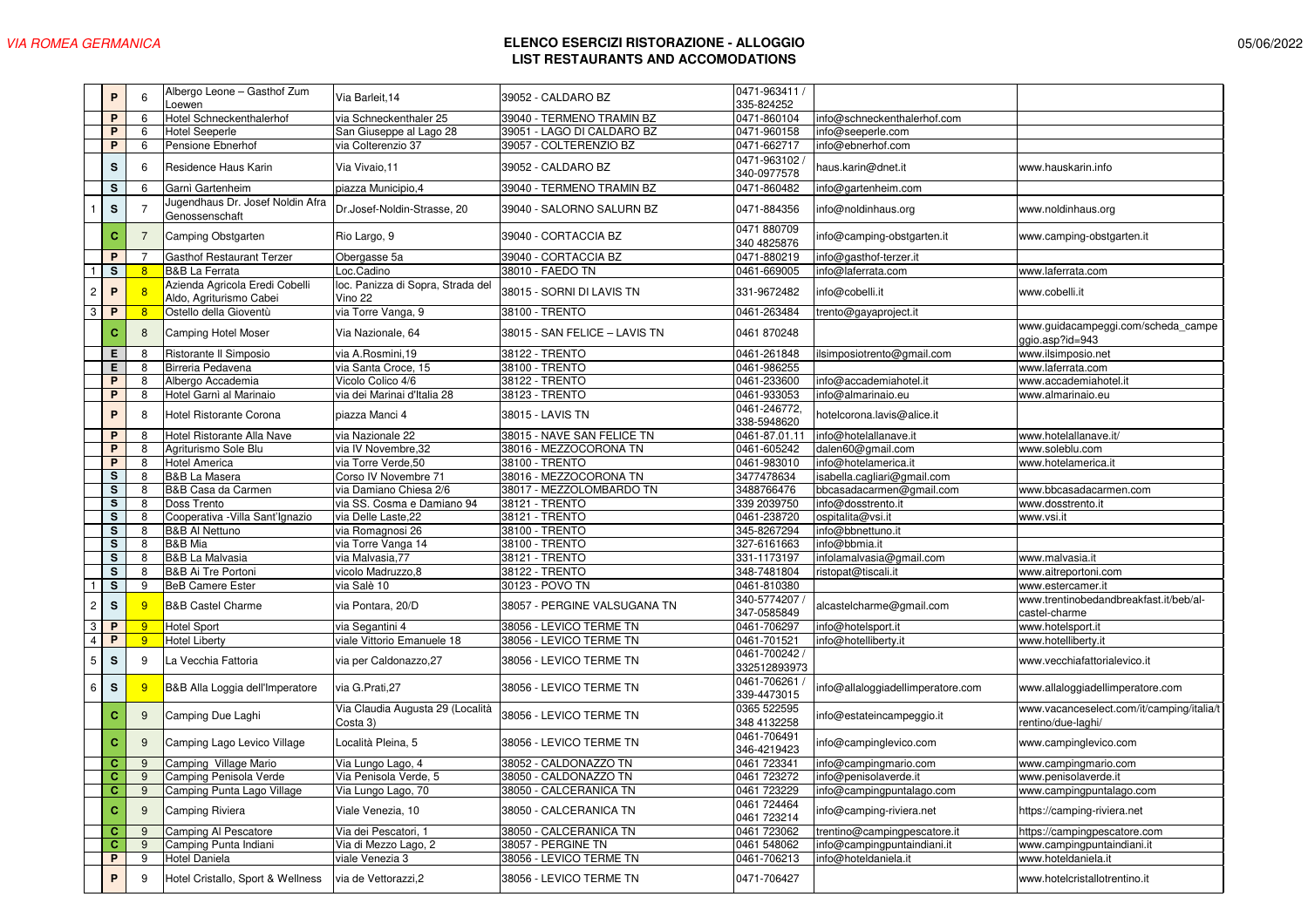*VIA ROMEA GERMANICA*

**ELENCO ESERCIZI RISTORAZIONE - ALLOGGIO**
**LIST RESTAURANTS AND ACCOMODATIONS**

05/06/2022

| | | | | | | | | |
|---|---|---|---|---|---|---|---|---|
| | P | 6 | Albergo Leone – Gasthof Zum Loewen | Via Barleit,14 | 39052 - CALDARO BZ | 0471-963411 / 335-824252 | | |
| | P | 6 | Hotel Schneckenthalerhof | via Schneckenthaler 25 | 39040 - TERMENO TRAMIN BZ | 0471-860104 | info@schneckenthalerhof.com | |
| | P | 6 | Hotel Seeperle | San Giuseppe al Lago 28 | 39051 - LAGO DI CALDARO BZ | 0471-960158 | info@seeperle.com | |
| | P | 6 | Pensione Ebnerhof | via Colterenzio 37 | 39057 - COLTERENZIO BZ | 0471-662717 | info@ebnerhof.com | |
| | S | 6 | Residence Haus Karin | Via Vivaio,11 | 39052 - CALDARO BZ | 0471-963102 / 340-0977578 | haus.karin@dnet.it | www.hauskarin.info |
| | S | 6 | Garnì Gartenheim | piazza Municipio,4 | 39040 - TERMENO TRAMIN BZ | 0471-860482 | info@gartenheim.com | |
| 1 | S | 7 | Jugendhaus Dr. Josef Noldin Afra Genossenschaft | Dr.Josef-Noldin-Strasse, 20 | 39040 - SALORNO SALURN BZ | 0471-884356 | info@noldinhaus.org | www.noldinhaus.org |
| | C | 7 | Camping Obstgarten | Rio Largo, 9 | 39040 - CORTACCIA BZ | 0471 880709 340 4825876 | info@camping-obstgarten.it | www.camping-obstgarten.it |
| | P | 7 | Gasthof Restaurant Terzer | Obergasse 5a | 39040 - CORTACCIA BZ | 0471-880219 | info@gasthof-terzer.it | |
| 1 | S | 8 | B&B La Ferrata | Loc.Cadino | 38010 - FAEDO TN | 0461-669005 | info@laferrata.com | www.laferrata.com |
| 2 | P | 8 | Azienda Agricola Eredi Cobelli Aldo, Agriturismo Cabei | loc. Panizza di Sopra, Strada del Vino 22 | 38015 - SORNI DI LAVIS TN | 331-9672482 | info@cobelli.it | www.cobelli.it |
| 3 | P | 8 | Ostello della Gioventù | via Torre Vanga, 9 | 38100 - TRENTO | 0461-263484 | trento@gayaproject.it | |
| | C | 8 | Camping Hotel Moser | Via Nazionale, 64 | 38015 - SAN FELICE – LAVIS TN | 0461 870248 | | www.guidacampeggi.com/scheda_campeggio.asp?id=943 |
| | E | 8 | Ristorante Il Simposio | via A.Rosmini,19 | 38122 - TRENTO | 0461-261848 | ilsimposiotrento@gmail.com | www.ilsimposio.net |
| | E | 8 | Birreria Pedavena | via Santa Croce, 15 | 38100 - TRENTO | 0461-986255 | | www.laferrata.com |
| | P | 8 | Albergo Accademia | Vicolo Colico 4/6 | 38122 - TRENTO | 0461-233600 | info@accademiahotel.it | www.accademiahotel.it |
| | P | 8 | Hotel Garnì al Marinaio | via dei Marinai d'Italia 28 | 38123 - TRENTO | 0461-933053 | info@almarinaio.eu | www.almarinaio.eu |
| | P | 8 | Hotel Ristorante Corona | piazza Manci 4 | 38015 - LAVIS TN | 0461-246772, 338-5948620 | hotelcorona.lavis@alice.it | |
| | P | 8 | Hotel Ristorante Alla Nave | via Nazionale 22 | 38015 - NAVE SAN FELICE TN | 0461-87.01.11 | info@hotelallanave.it | www.hotelallanave.it/ |
| | P | 8 | Agriturismo Sole Blu | via IV Novembre,32 | 38016 - MEZZOCORONA TN | 0461-605242 | dalen60@gmail.com | www.soleblu.com |
| | P | 8 | Hotel America | via Torre Verde,50 | 38100 - TRENTO | 0461-983010 | info@hotelamerica.it | www.hotelamerica.it |
| | S | 8 | B&B La Masera | Corso IV Novembre 71 | 38016 - MEZZOCORONA TN | 3477478634 | isabella.cagliari@gmail.com | |
| | S | 8 | B&B Casa da Carmen | via Damiano Chiesa 2/6 | 38017 - MEZZOLOMBARDO TN | 3488766476 | bbcasadacarmen@gmail.com | www.bbcasadacarmen.com |
| | S | 8 | Doss Trento | via SS. Cosma e Damiano 94 | 38121 - TRENTO | 339 2039750 | info@dosstrento.it | www.dosstrento.it |
| | S | 8 | Cooperativa -Villa Sant'Ignazio | via Delle Laste,22 | 38121 - TRENTO | 0461-238720 | ospitalita@vsi.it | www.vsi.it |
| | S | 8 | B&B Al Nettuno | via Romagnosi 26 | 38100 - TRENTO | 345-8267294 | info@bbnettuno.it | |
| | S | 8 | B&B Mia | via Torre Vanga 14 | 38100 - TRENTO | 327-6161663 | info@bbmia.it | |
| | S | 8 | B&B La Malvasia | via Malvasia,77 | 38121 - TRENTO | 331-1173197 | infolamalvasia@gmail.com | www.malvasia.it |
| | S | 8 | B&B Ai Tre Portoni | vicolo Madruzzo,8 | 38122 - TRENTO | 348-7481804 | ristopat@tiscali.it | www.aitreportoni.com |
| 1 | S | 9 | BeB Camere Ester | via Salè 10 | 30123 - POVO TN | 0461-810380 | | www.estercamer.it |
| 2 | S | 9 | B&B Castel Charme | via Pontara, 20/D | 38057 - PERGINE VALSUGANA TN | 340-5774207 / 347-0585849 | alcastelcharme@gmail.com | www.trentinobedandbreakfast.it/beb/al-castel-charme |
| 3 | P | 9 | Hotel Sport | via Segantini 4 | 38056 - LEVICO TERME TN | 0461-706297 | info@hotelsport.it | www.hotelsport.it |
| 4 | P | 9 | Hotel Liberty | viale Vittorio Emanuele 18 | 38056 - LEVICO TERME TN | 0461-701521 | info@hotelliberty.it | www.hotelliberty.it |
| 5 | S | 9 | La Vecchia Fattoria | via per Caldonazzo,27 | 38056 - LEVICO TERME TN | 0461-700242 / 3325128939 73 | | www.vecchiafattorialevico.it |
| 6 | S | 9 | B&B Alla Loggia dell'Imperatore | via G.Prati,27 | 38056 - LEVICO TERME TN | 0461-706261 / 339-4473015 | info@allaloggiadellimperatore.com | www.allaloggiadellimperatore.com |
| | C | 9 | Camping Due Laghi | Via Claudia Augusta 29 (Località Costa 3) | 38056 - LEVICO TERME TN | 0365 522595 348 4132258 | info@estateincampeggio.it | www.vacanceselect.com/it/camping/italia/trentino/due-laghi/ |
| | C | 9 | Camping Lago Levico Village | Località Pleina, 5 | 38056 - LEVICO TERME TN | 0461-706491 346-4219423 | info@campinglevico.com | www.campinglevico.com |
| | C | 9 | Camping Village Mario | Via Lungo Lago, 4 | 38052 - CALDONAZZO TN | 0461 723341 | info@campingmario.com | www.campingmario.com |
| | C | 9 | Camping Penisola Verde | Via Penisola Verde, 5 | 38050 - CALDONAZZO TN | 0461 723272 | info@penisolaverde.it | www.penisolaverde.it |
| | C | 9 | Camping Punta Lago Village | Via Lungo Lago, 70 | 38050 - CALCERANICA TN | 0461 723229 | info@campingpuntalago.com | www.campingpuntalago.com |
| | C | 9 | Camping Riviera | Viale Venezia, 10 | 38050 - CALCERANICA TN | 0461 724464 0461 723214 | info@camping-riviera.net | https://camping-riviera.net |
| | C | 9 | Camping Al Pescatore | Via dei Pescatori, 1 | 38050 - CALCERANICA TN | 0461 723062 | trentino@campingpescatore.it | https://campingpescatore.com |
| | C | 9 | Camping Punta Indiani | Via di Mezzo Lago, 2 | 38057 - PERGINE TN | 0461 548062 | info@campingpuntaindiani.it | www.campingpuntaindiani.it |
| | P | 9 | Hotel Daniela | viale Venezia 3 | 38056 - LEVICO TERME TN | 0461-706213 | info@hoteldaniela.it | www.hoteldaniela.it |
| | P | 9 | Hotel Cristallo, Sport & Wellness | via de Vettorazzi,2 | 38056 - LEVICO TERME TN | 0471-706427 | | www.hotelcristallotrentino.it |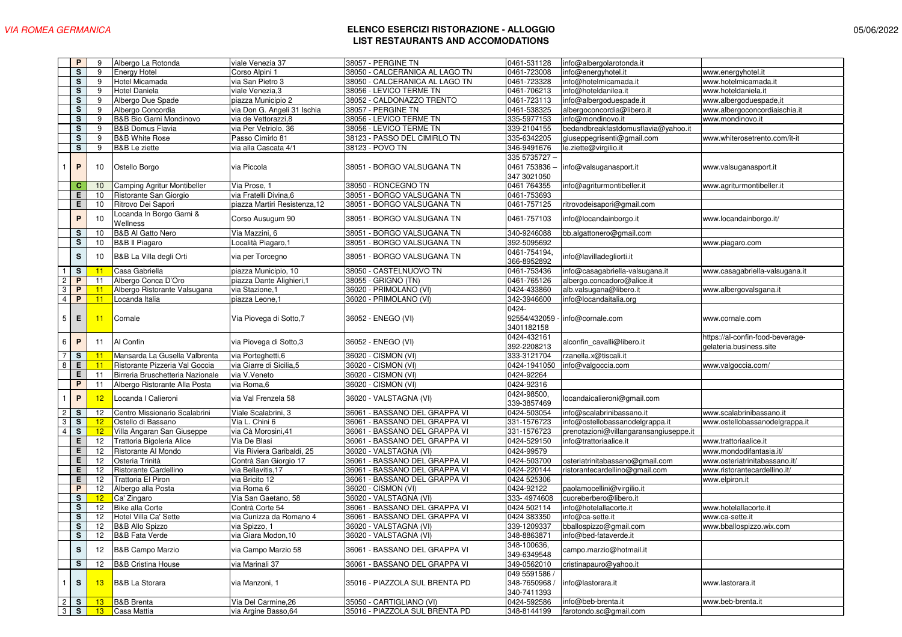*VIA ROMEA GERMANICA*

**ELENCO ESERCIZI RISTORAZIONE - ALLOGGIO**
**LIST RESTAURANTS AND ACCOMODATIONS**

05/06/2022

| | | | | | | | | |
|---|---|---|---|---|---|---|---|---|
| | P | 9 | Albergo La Rotonda | viale Venezia 37 | 38057 - PERGINE TN | 0461-531128 | info@albergolarotonda.it | |
| | S | 9 | Energy Hotel | Corso Alpini 1 | 38050 - CALCERANICA AL LAGO TN | 0461-723008 | info@energyhotel.it | www.energyhotel.it |
| | S | 9 | Hotel Micamada | via San Pietro 3 | 38050 - CALCERANICA AL LAGO TN | 0461-723328 | info@hotelmicamada.it | www.hotelmicamada.it |
| | S | 9 | Hotel Daniela | viale Venezia,3 | 38056 - LEVICO TERME TN | 0461-706213 | info@hoteldanilea.it | www.hoteldaniela.it |
| | S | 9 | Albergo Due Spade | piazza Municipio 2 | 38052 - CALDONAZZO TRENTO | 0461-723113 | info@albergoduespade.it | www.albergoduespade,it |
| | S | 9 | Albergo Concordia | via Don G. Angeli 31 Ischia | 38057 - PERGINE TN | 0461-538325 | albergoconcordia@libero.it | www.albergoconcordiaischia.it |
| | S | 9 | B&B Bio Garni Mondinovo | via de Vettorazzi,8 | 38056 - LEVICO TERME TN | 335-5977153 | info@mondinovo.it | www.mondinovo.it |
| | S | 9 | B&B Domus Flavia | via Per Vetriolo, 36 | 38056 - LEVICO TERME TN | 339-2104155 | bedandbreakfastdomusflavia@yahoo.it | |
| | S | 9 | B&B White Rose | Passo Cimirlo 81 | 38123 - PASSO DEL CIMIRLO TN | 335-6342205 | giuseppegrisenti@gmail.com | www.whiterosetrento.com/it-it |
| | S | 9 | B&B Le ziette | via alla Cascata 4/1 | 38123 - POVO TN | 346-9491676 | le.ziette@virgilio.it | |
| 1 | P | 10 | Ostello Borgo | via Piccola | 38051 - BORGO VALSUGANA TN | 335 5735727 – 0461 753836 – 347 3021050 | info@valsuganasport.it | www.valsuganasport.it |
| | C | 10 | Camping Agritur Montibeller | Via Prose, 1 | 38050 - RONCEGNO TN | 0461 764355 | info@agriturmontibeller.it | www.agriturmontibeller.it |
| | E | 10 | Ristorante San Giorgio | via Fratelli Divina,6 | 38051 - BORGO VALSUGANA TN | 0461-753693 | | |
| | E | 10 | Ritrovo Dei Sapori | piazza Martiri Resistenza,12 | 38051 - BORGO VALSUGANA TN | 0461-757125 | ritrovodeisapori@gmail.com | |
| | P | 10 | Locanda In Borgo Garni & Wellness | Corso Ausugum 90 | 38051 - BORGO VALSUGANA TN | 0461-757103 | info@locandainborgo.it | www.locandainborgo.it/ |
| | S | 10 | B&B Al Gatto Nero | Via Mazzini, 6 | 38051 - BORGO VALSUGANA TN | 340-9246088 | bb.algattonero@gmail.com | |
| | S | 10 | B&B Il Piagaro | Località Piagaro,1 | 38051 - BORGO VALSUGANA TN | 392-5095692 | | www.piagaro.com |
| | S | 10 | B&B La Villa degli Orti | via per Torcegno | 38051 - BORGO VALSUGANA TN | 0461-754194, 366-8952892 | info@lavilladegliorti.it | |
| 1 | S | 11 | Casa Gabriella | piazza Municipio, 10 | 38050 - CASTELNUOVO TN | 0461-753436 | info@casagabriella-valsugana.it | www.casagabriella-valsugana.it |
| 2 | P | 11 | Albergo Conca D'Oro | piazza Dante Alighieri,1 | 38055 - GRIGNO (TN) | 0461-765126 | albergo.concadoro@alice.it | |
| 3 | P | 11 | Albergo Ristorante Valsugana | via Stazione,1 | 36020 - PRIMOLANO (VI) | 0424-433860 | alb.valsugana@libero.it | www.albergovalsgana.it |
| 4 | P | 11 | Locanda Italia | piazza Leone,1 | 36020 - PRIMOLANO (VI) | 342-3946600 | info@locandaitalia.org | |
| 5 | E | 11 | Cornale | Via Piovega di Sotto,7 | 36052 - ENEGO (VI) | 0424-92554/432059 - 3401182158 | info@cornale.com | www.cornale.com |
| 6 | P | 11 | Al Confin | via Piovega di Sotto,3 | 36052 - ENEGO (VI) | 0424-432161 392-2208213 | alconfin_cavalli@libero.it | https://al-confin-food-beverage-gelateria.business.site |
| 7 | S | 11 | Mansarda La Gusella Valbrenta | via Porteghetti,6 | 36020 - CISMON (VI) | 333-3121704 | rzanella.x@tiscali.it | |
| 8 | E | 11 | Ristorante Pizzeria Val Goccia | via Giarre di Sicilia,5 | 36020 - CISMON (VI) | 0424-1941050 | info@valgoccia.com | www.valgoccia.com/ |
| | E | 11 | Birreria Bruschetteria Nazionale | via V.Veneto | 36020 - CISMON (VI) | 0424-92264 | | |
| | P | 11 | Albergo Ristorante Alla Posta | via Roma,6 | 36020 - CISMON (VI) | 0424-92316 | | |
| 1 | P | 12 | Locanda I Calieroni | via Val Frenzela 58 | 36020 - VALSTAGNA (VI) | 0424-98500, 339-3857469 | locandaicalieroni@gmail.com | |
| 2 | S | 12 | Centro Missionario Scalabrini | Viale Scalabrini, 3 | 36061 - BASSANO DEL GRAPPA VI | 0424-503054 | info@scalabrinibassano.it | www.scalabrinibassano.it |
| 3 | S | 12 | Ostello di Bassano | Via L. Chini 6 | 36061 - BASSANO DEL GRAPPA VI | 331-1576723 | info@ostellobassanodelgrappa.it | www.ostellobassanodelgrappa.it |
| 4 | S | 12 | Villa Angaran San Giuseppe | via Cà Morosini,41 | 36061 - BASSANO DEL GRAPPA VI | 331-1576723 | prenotazioni@villangaransangiuseppe.it | |
| | E | 12 | Trattoria Bigoleria Alice | Via De Blasi | 36061 - BASSANO DEL GRAPPA VI | 0424-529150 | info@trattoriaalice.it | www.trattoriaalice.it |
| | E | 12 | Ristorante Al Mondo | Via Riviera Garibaldi, 25 | 36020 - VALSTAGNA (VI) | 0424-99579 | | www.mondodifantasia.it/ |
| | E | 12 | Osteria Trinità | Contrà San Giorgio 17 | 36061 - BASSANO DEL GRAPPA VI | 0424-503700 | osteriatrinitabassano@gmail.com | www.osteriatrinitabassano.it/ |
| | E | 12 | Ristorante Cardellino | via Bellavitis,17 | 36061 - BASSANO DEL GRAPPA VI | 0424-220144 | ristorantecardellino@gmail.com | www.ristorantecardellino.it/ |
| | E | 12 | Trattoria El Piron | via Bricito 12 | 36061 - BASSANO DEL GRAPPA VI | 0424 525306 | | www.elpiron.it |
| | P | 12 | Albergo alla Posta | via Roma 6 | 36020 - CISMON (VI) | 0424-92122 | paolamocellini@virgilio.it | |
| | S | 12 | Ca' Zingaro | Via San Gaetano, 58 | 36020 - VALSTAGNA (VI) | 333- 4974608 | cuoreberbero@libero.it | |
| | S | 12 | Bike alla Corte | Contrà Corte 54 | 36061 - BASSANO DEL GRAPPA VI | 0424 502114 | info@hotelallacorte.it | www.hotelallacorte.it |
| | S | 12 | Hotel Villa Ca' Sette | via Cunizza da Romano 4 | 36061 - BASSANO DEL GRAPPA VI | 0424 383350 | info@ca-sette.it | www.ca-sette.it |
| | S | 12 | B&B Allo Spizzo | via Spizzo, 1 | 36020 - VALSTAGNA (VI) | 339-1209337 | bballospizzo@gmail.com | www.bballospizzo.wix.com |
| | S | 12 | B&B Fata Verde | via Giara Modon,10 | 36020 - VALSTAGNA (VI) | 348-8863871 | info@bed-fataverde.it | |
| | S | 12 | B&B Campo Marzio | via Campo Marzio 58 | 36061 - BASSANO DEL GRAPPA VI | 348-100636, 349-6349548 | campo.marzio@hotmail.it | |
| | S | 12 | B&B Cristina House | via Marinali 37 | 36061 - BASSANO DEL GRAPPA VI | 349-0562010 | cristinapauro@yahoo.it | |
| 1 | S | 13 | B&B La Storara | via Manzoni, 1 | 35016 - PIAZZOLA SUL BRENTA PD | 049 5591586 / 348-7650968 / 340-7411393 | info@lastorara.it | www.lastorara.it |
| 2 | S | 13 | B&B Brenta | Via Del Carmine,26 | 35050 - CARTIGLIANO (VI) | 0424-592586 | info@beb-brenta.it | www.beb-brenta.it |
| 3 | S | 13 | Casa Mattia | via Argine Basso,64 | 35016 - PIAZZOLA SUL BRENTA PD | 348-8144199 | farotondo.sc@gmail.com | |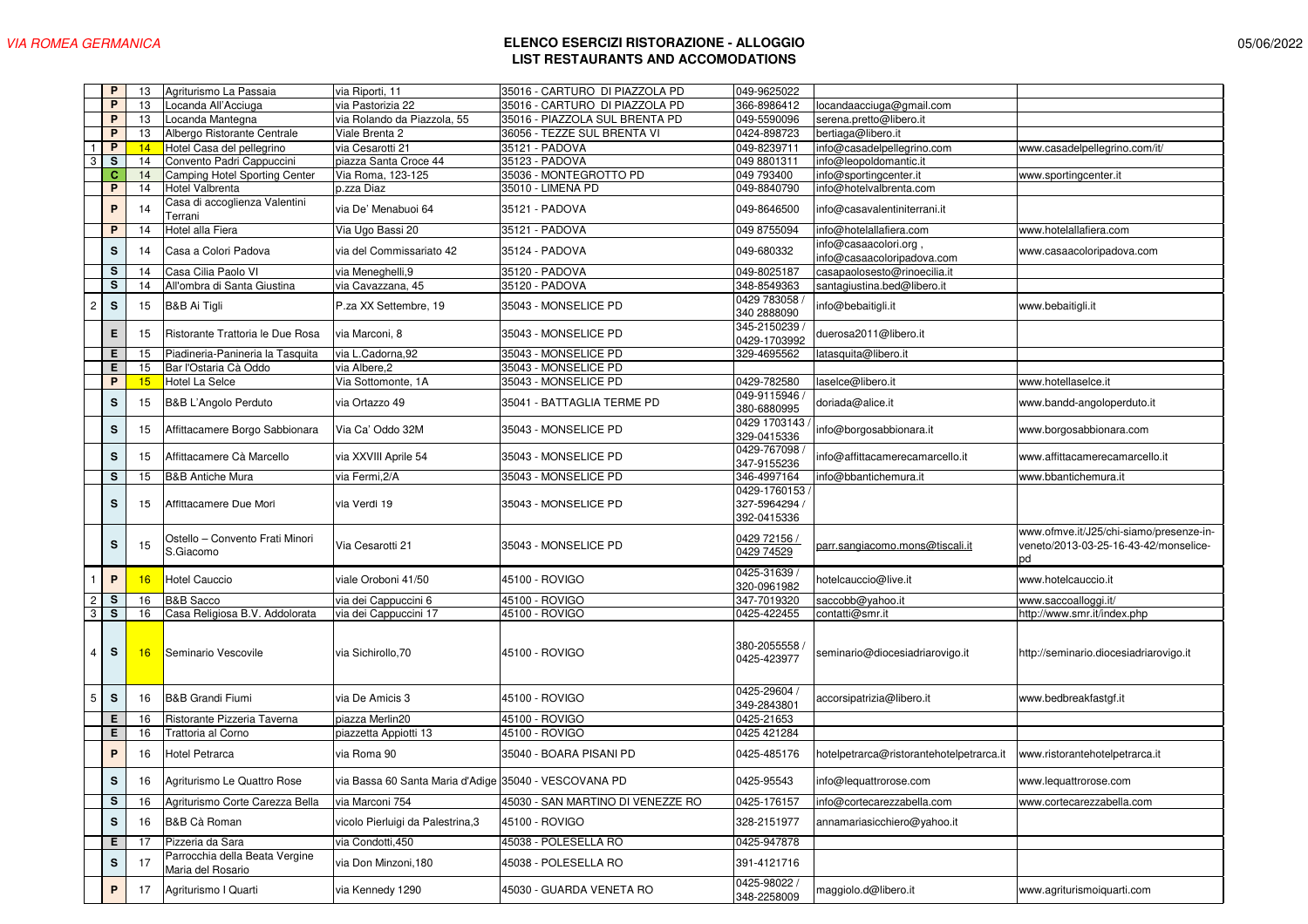*VIA ROMEA GERMANICA*

**ELENCO ESERCIZI RISTORAZIONE - ALLOGGIO**
**LIST RESTAURANTS AND ACCOMODATIONS**

05/06/2022

| | | | | | | | | |
|---|---|---|---|---|---|---|---|---|
| | P | 13 | Agriturismo La Passaia | via Riporti, 11 | 35016 - CARTURO DI PIAZZOLA PD | 049-9625022 | | |
| | P | 13 | Locanda All'Acciuga | via Pastorizia 22 | 35016 - CARTURO DI PIAZZOLA PD | 366-8986412 | locandaacciuga@gmail.com | |
| | P | 13 | Locanda Mantegna | via Rolando da Piazzola, 55 | 35016 - PIAZZOLA SUL BRENTA PD | 049-5590096 | serena.pretto@libero.it | |
| | P | 13 | Albergo Ristorante Centrale | Viale Brenta 2 | 36056 - TEZZE SUL BRENTA VI | 0424-898723 | bertiaga@libero.it | |
| 1 | P | 14 | Hotel Casa del pellegrino | via Cesarotti 21 | 35121 - PADOVA | 049-8239711 | info@casadelpellegrino.com | www.casadelpellegrino.com/it/ |
| 3 | S | 14 | Convento Padri Cappuccini | piazza Santa Croce 44 | 35123 - PADOVA | 049 8801311 | info@leopoldomantic.it | |
| | C | 14 | Camping Hotel Sporting Center | Via Roma, 123-125 | 35036 - MONTEGROTTO PD | 049 793400 | info@sportingcenter.it | www.sportingcenter.it |
| | P | 14 | Hotel Valbrenta | p.zza Diaz | 35010 - LIMENA PD | 049-8840790 | info@hotelvalbrenta.com | |
| | P | 14 | Casa di accoglienza Valentini Terrani | via De' Menabuoi 64 | 35121 - PADOVA | 049-8646500 | info@casavalentiniterrani.it | |
| | P | 14 | Hotel alla Fiera | Via Ugo Bassi 20 | 35121 - PADOVA | 049 8755094 | info@hotelallafiera.com | www.hotelallafiera.com |
| | S | 14 | Casa a Colori Padova | via del Commissariato 42 | 35124 - PADOVA | 049-680332 | info@casaacolori.org , info@casaacoloripadova.com | www.casaacoloripadova.com |
| | S | 14 | Casa Cilia Paolo VI | via Meneghelli,9 | 35120 - PADOVA | 049-8025187 | casapaolosesto@rinoecilia.it | |
| | S | 14 | All'ombra di Santa Giustina | via Cavazzana, 45 | 35120 - PADOVA | 348-8549363 | santagiustina.bed@libero.it | |
| 2 | S | 15 | B&B Ai Tigli | P.za XX Settembre, 19 | 35043 - MONSELICE PD | 0429 783058 / 340 2888090 | info@bebaitigli.it | www.bebaitigli.it |
| | E | 15 | Ristorante Trattoria le Due Rosa | via Marconi, 8 | 35043 - MONSELICE PD | 345-2150239 / 0429-1703992 | duerosa2011@libero.it | |
| | E | 15 | Piadineria-Panineria la Tasquita | via L.Cadorna,92 | 35043 - MONSELICE PD | 329-4695562 | latasquita@libero.it | |
| | E | 15 | Bar l'Ostaria Cà Oddo | via Albere,2 | 35043 - MONSELICE PD | | | |
| | P | 15 | Hotel La Selce | Via Sottomonte, 1A | 35043 - MONSELICE PD | 0429-782580 | laselce@libero.it | www.hotellaselce.it |
| | S | 15 | B&B L'Angolo Perduto | via Ortazzo 49 | 35041 - BATTAGLIA TERME PD | 049-9115946 / 380-6880995 | doriada@alice.it | www.bandd-angoloperduto.it |
| | S | 15 | Affittacamere Borgo Sabbionara | Via Ca' Oddo 32M | 35043 - MONSELICE PD | 0429 1703143 / 329-0415336 | info@borgosabbionara.it | www.borgosabbionara.com |
| | S | 15 | Affittacamere Cà Marcello | via XXVIII Aprile 54 | 35043 - MONSELICE PD | 0429-767098 / 347-9155236 | info@affittacamerecamarcello.it | www.affittacamerecamarcello.it |
| | S | 15 | B&B Antiche Mura | via Fermi,2/A | 35043 - MONSELICE PD | 346-4997164 | info@bbantichemura.it | www.bbantichemura.it |
| | S | 15 | Affittacamere Due Mori | via Verdi 19 | 35043 - MONSELICE PD | 0429-1760153 / 327-5964294 / 392-0415336 | | |
| | S | 15 | Ostello – Convento Frati Minori S.Giacomo | Via Cesarotti 21 | 35043 - MONSELICE PD | 0429 72156 / 0429 74529 | parr.sangiacomo.mons@tiscali.it | www.ofmve.it/J25/chi-siamo/presenze-in-veneto/2013-03-25-16-43-42/monselice-pd |
| 1 | P | 16 | Hotel Cauccio | viale Oroboni 41/50 | 45100 - ROVIGO | 0425-31639 / 320-0961982 | hotelcauccio@live.it | www.hotelcauccio.it |
| 2 | S | 16 | B&B Sacco | via dei Cappuccini 6 | 45100 - ROVIGO | 347-7019320 | saccobb@yahoo.it | www.saccoalloggi.it/ |
| 3 | S | 16 | Casa Religiosa B.V. Addolorata | via dei Cappuccini 17 | 45100 - ROVIGO | 0425-422455 | contatti@smr.it | http://www.smr.it/index.php |
| 4 | S | 16 | Seminario Vescovile | via Sichirollo,70 | 45100 - ROVIGO | 380-2055558 / 0425-423977 | seminario@diocesiadriarovigo.it | http://seminario.diocesiadriarovigo.it |
| 5 | S | 16 | B&B Grandi Fiumi | via De Amicis 3 | 45100 - ROVIGO | 0425-29604 / 349-2843801 | accorsipatrizia@libero.it | www.bedbreakfastgf.it |
| | E | 16 | Ristorante Pizzeria Taverna | piazza Merlin20 | 45100 - ROVIGO | 0425-21653 | | |
| | E | 16 | Trattoria al Corno | piazzetta Appiotti 13 | 45100 - ROVIGO | 0425 421284 | | |
| | P | 16 | Hotel Petrarca | via Roma 90 | 35040 - BOARA PISANI PD | 0425-485176 | hotelpetrarca@ristorantehotelpetrarca.it | www.ristorantehotelpetrarca.it |
| | S | 16 | Agriturismo Le Quattro Rose | via Bassa 60 Santa Maria d'Adige | 35040 - VESCOVANA PD | 0425-95543 | info@lequattrorose.com | www.lequattrorose.com |
| | S | 16 | Agriturismo Corte Carezza Bella | via Marconi 754 | 45030 - SAN MARTINO DI VENEZZE RO | 0425-176157 | info@cortecarezzabella.com | www.cortecarezzabella.com |
| | S | 16 | B&B Cà Roman | vicolo Pierluigi da Palestrina,3 | 45100 - ROVIGO | 328-2151977 | annamariasicchiero@yahoo.it | |
| | E | 17 | Pizzeria da Sara | via Condotti,450 | 45038 - POLESELLA RO | 0425-947878 | | |
| | S | 17 | Parrocchia della Beata Vergine Maria del Rosario | via Don Minzoni,180 | 45038 - POLESELLA RO | 391-4121716 | | |
| | P | 17 | Agriturismo I Quarti | via Kennedy 1290 | 45030 - GUARDA VENETA RO | 0425-98022 / 348-2258009 | maggiolo.d@libero.it | www.agriturismoiquarti.com |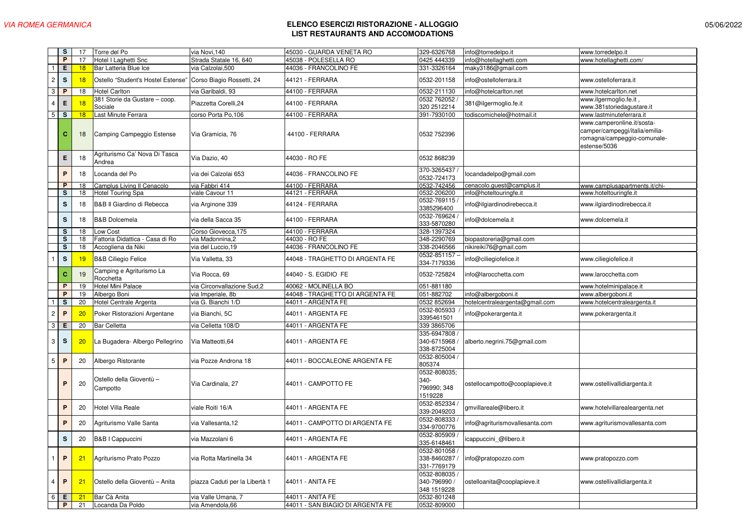# ELENCO ESERCIZI RISTORAZIONE - ALLOGGIO
## LIST RESTAURANTS AND ACCOMODATIONS

|  |  |  |  |  |  |  |  |  |
|---|---|---|---|---|---|---|---|---|
|  | S | 17 | Torre del Po | via Novi,140 | 45030 - GUARDA VENETA RO | 329-6326768 | info@torredelpo.it | www.torredelpo.it |
|  | P | 17 | Hotel I Laghetti Snc | Strada Statale 16, 640 | 45038 - POLESELLA RO | 0425 444339 | info@hotellaghetti.com | www.hotellaghetti.com/ |
| 1 | E | 18 | Bar Latteria Blue Ice | via Calzolai,500 | 44036 - FRANCOLINO FE | 331-3326164 | maky3186@gmail.com |  |
| 2 | S | 18 | Ostello "Student's Hostel Estense" | Corso Biagio Rossetti, 24 | 44121 - FERRARA | 0532-201158 | info@ostelloferrara.it | www.ostelloferrara.it |
| 3 | P | 18 | Hotel Carlton | via Garibaldi, 93 | 44100 - FERRARA | 0532-211130 | info@hotelcarlton.net | www.hotelcarlton.net |
| 4 | E | 18 | 381 Storie da Gustare – coop. Sociale | Piazzetta Corelli,24 | 44100 - FERRARA | 0532 762052 / 320 2512214 | 381@ilgermoglio.fe.it | www.ilgermoglio.fe.it , www.381storiedagustare.it |
| 5 | S | 18 | Last Minute Ferrara | corso Porta Po,106 | 44100 - FERRARA | 391-7930100 | todiscomichele@hotmail.it | www.lastminuteferrara.it |
|  | C | 18 | Camping Campeggio Estense | Via Gramicia, 76 | 44100 - FERRARA | 0532 752396 |  | www.camperonline.it/sosta-camper/campeggi/italia/emilia-romagna/campeggio-comunale-estense/5036 |
|  | E | 18 | Agriturismo Ca' Nova Di Tasca Andrea | Via Dazio, 40 | 44030 - RO FE | 0532 868239 |  |  |
|  | P | 18 | Locanda del Po | via dei Calzolai 653 | 44036 - FRANCOLINO FE | 370-3265437 / 0532-724173 | locandadelpo@gmail.com |  |
|  | P | 18 | Camplus Living Il Cenacolo | via Fabbri 414 | 44100 - FERRARA | 0532-742456 | cenacolo.guest@camplus.it | www.camplusapartments.it/chi- |
|  | S | 18 | Hotel Touring Spa | viale Cavour 11 | 44121 - FERRARA | 0532-206200 | info@hoteltouringfe.it | www.hoteltouringfe.it |
|  | S | 18 | B&B Il Giardino di Rebecca | via Arginone 339 | 44124 - FERRARA | 0532-769115 / 3385296400 | info@ilgiardinodirebecca.it | www.ilgiardinodirebecca.it |
|  | S | 18 | B&B Dolcemela | via della Sacca 35 | 44100 - FERRARA | 0532-769624 / 333-5870280 | info@dolcemela.it | www.dolcemela.it |
|  | S | 18 | Low Cost | Corso Giovecca,175 | 44100 - FERRARA | 328-1397324 |  |  |
|  | S | 18 | Fattoria Didattica - Casa di Ro | via Madonnina,2 | 44030 - RO FE | 348-2290769 | biopastoreria@gmail.com |  |
|  | S | 18 | Accogliena da Niki | via del Luccio,19 | 44036 - FRANCOLINO FE | 338-2046566 | nikireiki76@gmail.com |  |
| 1 | S | 19 | B&B Ciliegio Felice | Via Valletta, 33 | 44048 - TRAGHETTO DI ARGENTA FE | 0532-851157 – 334-7179336 | info@ciliegiofelice.it | www.ciliegiofelice.it |
|  | C | 19 | Camping e Agriturismo La Rocchetta | Via Rocca, 69 | 44040 - S. EGIDIO FE | 0532-725824 | info@larocchetta.com | www.larocchetta.com |
|  | P | 19 | Hotel Mini Palace | via Circonvallazione Sud,2 | 40062 - MOLINELLA BO | 051-881180 |  | www.hotelminipalace.it |
|  | P | 19 | Albergo Boni | via Imperiale, 8b | 44048 - TRAGHETTO DI ARGENTA FE | 051-882702 | info@albergoboni.it | www.albergoboni.it |
| 1 | S | 20 | Hotel Centrale Argenta | via G. Bianchi 1/D | 44011 - ARGENTA FE | 0532 852694 | hotelcentraleargenta@gmail.com | www.hotelcentraleargenta.it |
| 2 | P | 20 | Poker Ristorazioni Argentane | via Bianchi, 5C | 44011 - ARGENTA FE | 0532-805933 / 3395461501 | info@pokerargenta.it | www.pokerargenta.it |
| 3 | E | 20 | Bar Celletta | via Celletta 108/D | 44011 - ARGENTA FE | 339 3865706 |  |  |
| 3 | S | 20 | La Bugadera- Albergo Pellegrino | Via Matteotti,64 | 44011 - ARGENTA FE | 335-6947808 / 340-6715968 / 338-8725004 | alberto.negrini.75@gmail.com |  |
| 5 | P | 20 | Albergo Ristorante | via Pozze Androna 18 | 44011 - BOCCALEONE ARGENTA FE | 0532-805004 / 805374 |  |  |
|  | P | 20 | Ostello della Gioventù – Campotto | Via Cardinala, 27 | 44011 - CAMPOTTO FE | 0532-808035; 340-796990; 348 1519228 | ostellocampotto@cooplapieve.it | www.ostellovallidiargenta.it |
|  | P | 20 | Hotel Villa Reale | viale Roiti 16/A | 44011 - ARGENTA FE | 0532-852334 / 339-2049203 | gmvillareale@libero.it | www.hotelvillarealeargenta.net |
|  | P | 20 | Agriturismo Valle Santa | via Vallesanta,12 | 44011 - CAMPOTTO DI ARGENTA FE | 0532-808333 / 334-9700776 | info@agriturismovallesanta.com | www.agriturismovallesanta.com |
|  | S | 20 | B&B I Cappuccini | via Mazzolani 6 | 44011 - ARGENTA FE | 0532-805909 / 335-6148461 | icappuccini_@libero.it |  |
| 1 | P | 21 | Agriturismo Prato Pozzo | via Rotta Martinella 34 | 44011 - ARGENTA FE | 0532-801058 / 338-8460287 / 331-7769179 | info@pratopozzo.com | www.pratopozzo.com |
| 4 | P | 21 | Ostello della Gioventù – Anita | piazza Caduti per la Libertà 1 | 44011 - ANITA FE | 0532-808035 / 340-796990 / 348 1519228 | ostelloanita@cooplapieve.it | www.ostellovallidiargenta.it |
| 6 | E | 21 | Bar Cà Anita | via Valle Umana, 7 | 44011 - ANITA FE | 0532-801248 |  |  |
|  | P | 21 | Locanda Da Poldo | via Amendola,66 | 44011 - SAN BIAGIO DI ARGENTA FE | 0532-809000 |  |  |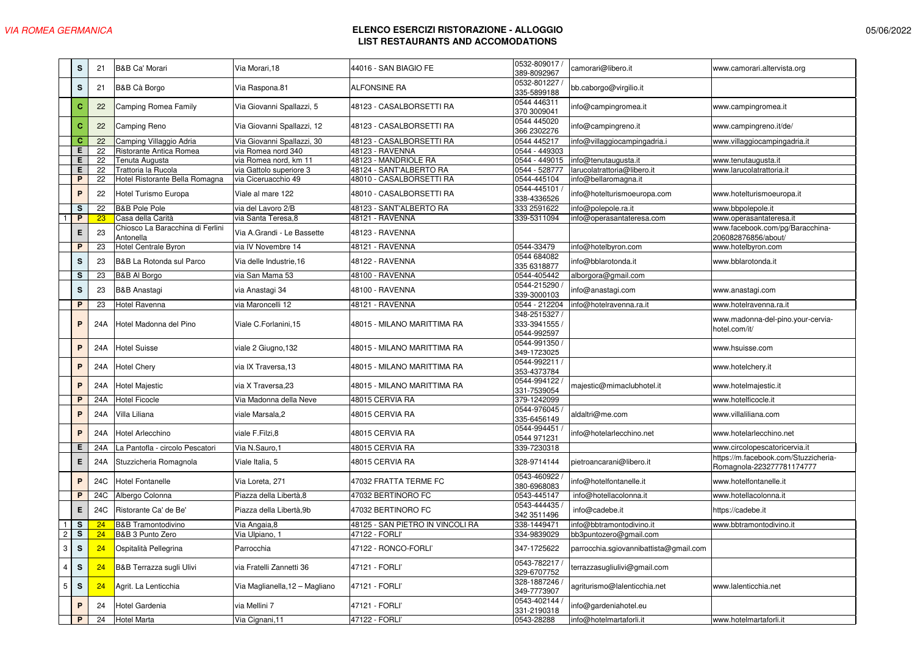VIA ROMEA GERMANICA

**ELENCO ESERCIZI RISTORAZIONE - ALLOGGIO**
**LIST RESTAURANTS AND ACCOMODATIONS**

05/06/2022

| | | | | | | | | |
|---|---|---|---|---|---|---|---|---|
| | S | 21 | B&B Ca' Morari | Via Morari,18 | 44016 - SAN BIAGIO FE | 0532-809017 / 389-8092967 | camorari@libero.it | www.camorari.altervista.org |
| | S | 21 | B&B Cà Borgo | Via Raspona.81 | ALFONSINE RA | 0532-801227 / 335-5899188 | bb.caborgo@virgilio.it | |
| | C | 22 | Camping Romea Family | Via Giovanni Spallazzi, 5 | 48123 - CASALBORSETTI RA | 0544 446311 370 3009041 | info@campingromea.it | www.campingromea.it |
| | C | 22 | Camping Reno | Via Giovanni Spallazzi, 12 | 48123 - CASALBORSETTI RA | 0544 445020 366 2302276 | info@campingreno.it | www.campingreno.it/de/ |
| | C | 22 | Camping Villaggio Adria | Via Giovanni Spallazzi, 30 | 48123 - CASALBORSETTI RA | 0544 445217 | info@villaggiocampingadria.i | www.villaggiocampingadria.it |
| | E | 22 | Ristorante Antica Romea | via Romea nord 340 | 48123 - RAVENNA | 0544 - 449303 | | |
| | E | 22 | Tenuta Augusta | via Romea nord, km 11 | 48123 - MANDRIOLE RA | 0544 - 449015 | info@tenutaugusta.it | www.tenutaugusta.it |
| | E | 22 | Trattoria la Rucola | via Gattolo superiore 3 | 48124 - SANT'ALBERTO RA | 0544 - 528777 | larucolatrattoria@libero.it | www.larucolatrattoria.it |
| | P | 22 | Hotel Ristorante Bella Romagna | via Ciceruacchio 49 | 48010 - CASALBORSETTI RA | 0544-445104 | info@bellaromagna.it | |
| | P | 22 | Hotel Turismo Europa | Viale al mare 122 | 48010 - CASALBORSETTI RA | 0544-445101 / 338-4336526 | info@hotelturismoeuropa.com | www.hotelturismoeuropa.it |
| | S | 22 | B&B Pole Pole | via del Lavoro 2/B | 48123 - SANT'ALBERTO RA | 333 2591622 | info@polepole.ra.it | www.bbpolepole.it |
| 1 | P | 23 | Casa della Carità | via Santa Teresa,8 | 48121 - RAVENNA | 339-5311094 | info@operasantateresa.com | www.operasantateresa.it |
| | E | 23 | Chiosco La Baracchina di Ferlini Antonella | Via A.Grandi - Le Bassette | 48123 - RAVENNA | | | www.facebook.com/pg/Baracchina-206082876856/about/ |
| | P | 23 | Hotel Centrale Byron | via IV Novembre 14 | 48121 - RAVENNA | 0544-33479 | info@hotelbyron.com | www.hotelbyron.com |
| | S | 23 | B&B La Rotonda sul Parco | Via delle Industrie,16 | 48122 - RAVENNA | 0544 684082 335 6318877 | info@bblarotonda.it | www.bblarotonda.it |
| | S | 23 | B&B Al Borgo | via San Mama 53 | 48100 - RAVENNA | 0544-405442 | alborgora@gmail.com | |
| | S | 23 | B&B Anastagi | via Anastagi 34 | 48100 - RAVENNA | 0544-215290 / 339-3000103 | info@anastagi.com | www.anastagi.com |
| | P | 23 | Hotel Ravenna | via Maroncelli 12 | 48121 - RAVENNA | 0544 - 212204 | info@hotelravenna.ra.it | www.hotelravenna.ra.it |
| | P | 24A | Hotel Madonna del Pino | Viale C.Forlanini,15 | 48015 - MILANO MARITTIMA RA | 348-2515327 / 333-3941555 / 0544-992597 | | www.madonna-del-pino.your-cervia-hotel.com/it/ |
| | P | 24A | Hotel Suisse | viale 2 Giugno,132 | 48015 - MILANO MARITTIMA RA | 0544-991350 / 349-1723025 | | www.hsuisse.com |
| | P | 24A | Hotel Chery | via IX Traversa,13 | 48015 - MILANO MARITTIMA RA | 0544-992211 / 353-4373784 | | www.hotelchery.it |
| | P | 24A | Hotel Majestic | via X Traversa,23 | 48015 - MILANO MARITTIMA RA | 0544-994122 / 331-7539054 | majestic@mimaclubhotel.it | www.hotelmajestic.it |
| | P | 24A | Hotel Ficocle | Via Madonna della Neve | 48015 CERVIA RA | 379-1242099 | | www.hotelficocle.it |
| | P | 24A | Villa Liliana | viale Marsala,2 | 48015 CERVIA RA | 0544-976045 / 335-6456149 | aldaltri@me.com | www.villaliliana.com |
| | P | 24A | Hotel Arlecchino | viale F.Filzi,8 | 48015 CERVIA RA | 0544-994451 / 0544 971231 | info@hotelarlecchino.net | www.hotelarlecchino.net |
| | E | 24A | La Pantofla - circolo Pescatori | Via N.Sauro,1 | 48015 CERVIA RA | 339-7230318 | | www.circolopescatoricervia.it |
| | E | 24A | Stuzzicheria Romagnola | Viale Italia, 5 | 48015 CERVIA RA | 328-9714144 | pietroancarani@libero.it | https://m.facebook.com/Stuzzicheria-Romagnola-223277781174777 |
| | P | 24C | Hotel Fontanelle | Via Loreta, 271 | 47032 FRATTA TERME FC | 0543-460922 / 380-6968083 | info@hotelfontanelle.it | www.hotelfontanelle.it |
| | P | 24C | Albergo Colonna | Piazza della Libertà,8 | 47032 BERTINORO FC | 0543-445147 | info@hotellacolonna.it | www.hotellacolonna.it |
| | E | 24C | Ristorante Ca' de Be' | Piazza della Libertà,9b | 47032 BERTINORO FC | 0543-444435 / 342 3511496 | info@cadebe.it | https://cadebe.it |
| 1 | S | 24 | B&B Tramontodivino | Via Angaia,8 | 48125 - SAN PIETRO IN VINCOLI RA | 338-1449471 | info@bbtramontodivino.it | www.bbtramontodivino.it |
| 2 | S | 24 | B&B 3 Punto Zero | Via Ulpiano, 1 | 47122 - FORLI' | 334-9839029 | bb3puntozero@gmail.com | |
| 3 | S | 24 | Ospitalità Pellegrina | Parrocchia | 47122 - RONCO-FORLI' | 347-1725622 | parrocchia.sgiovannibattista@gmail.com | |
| 4 | S | 24 | B&B Terrazza sugli Ulivi | via Fratelli Zannetti 36 | 47121 - FORLI' | 0543-782217 / 329-6707752 | terrazzasugliulivi@gmail.com | |
| 5 | S | 24 | Agrit. La Lenticchia | Via Maglianella,12 – Magliano | 47121 - FORLI' | 328-1887246 / 349-7773907 | agriturismo@lalenticchia.net | www.lalenticchia.net |
| | P | 24 | Hotel Gardenia | via Mellini 7 | 47121 - FORLI' | 0543-402144 / 331-2190318 | info@gardeniahotel.eu | |
| | P | 24 | Hotel Marta | Via Cignani,11 | 47122 - FORLI' | 0543-28288 | info@hotelmartaforli.it | www.hotelmartaforli.it |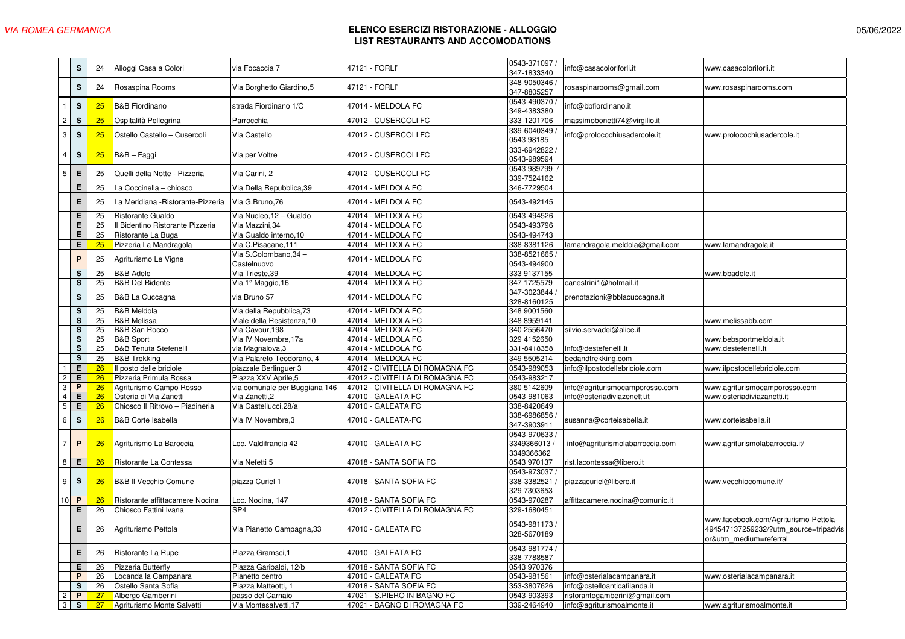*VIA ROMEA GERMANICA*

**ELENCO ESERCIZI RISTORAZIONE - ALLOGGIO**
**LIST RESTAURANTS AND ACCOMODATIONS**

05/06/2022

| | | | | | | | | |
|---|---|---|---|---|---|---|---|---|
| | S | 24 | Alloggi Casa a Colori | via Focaccia 7 | 47121 - FORLI' | 0543-371097 / 347-1833340 | info@casacoloriforli.it | www.casacoloriforli.it |
| | S | 24 | Rosaspina Rooms | Via Borghetto Giardino,5 | 47121 - FORLI' | 348-9050346 / 347-8805257 | rosaspinarooms@gmail.com | www.rosaspinarooms.com |
| 1 | S | 25 | B&B Fiordinano | strada Fiordinano 1/C | 47014 - MELDOLA FC | 0543-490370 / 349-4383380 | info@bbfiordinano.it | |
| 2 | S | 25 | Ospitalità Pellegrina | Parrocchia | 47012 - CUSERCOLI FC | 333-1201706 | massimobonetti74@virgilio.it | |
| 3 | S | 25 | Ostello Castello – Cusercoli | Via Castello | 47012 - CUSERCOLI FC | 339-6040349 / 0543 98185 | info@prolocochiusadercole.it | www.prolocochiusadercole.it |
| 4 | S | 25 | B&B – Faggi | Via per Voltre | 47012 - CUSERCOLI FC | 333-6942822 / 0543-989594 | | |
| 5 | E | 25 | Quelli della Notte - Pizzeria | Via Carini, 2 | 47012 - CUSERCOLI FC | 0543 989799 / 339-7524162 | | |
| | E | 25 | La Coccinella – chiosco | Via Della Repubblica,39 | 47014 - MELDOLA FC | 346-7729504 | | |
| | E | 25 | La Meridiana -Ristorante-Pizzeria | Via G.Bruno,76 | 47014 - MELDOLA FC | 0543-492145 | | |
| | E | 25 | Ristorante Gualdo | Via Nucleo,12 – Gualdo | 47014 - MELDOLA FC | 0543-494526 | | |
| | E | 25 | Il Bidentino Ristorante Pizzeria | Via Mazzini,34 | 47014 - MELDOLA FC | 0543-493796 | | |
| | E | 25 | Ristorante La Buga | Via Gualdo interno,10 | 47014 - MELDOLA FC | 0543-494743 | | |
| | E | 25 | Pizzeria La Mandragola | Via C.Pisacane,111 | 47014 - MELDOLA FC | 338-8381126 | lamandragola.meldola@gmail.com | www.lamandragola.it |
| | P | 25 | Agriturismo Le Vigne | Via S.Colombano,34 – Castelnuovo | 47014 - MELDOLA FC | 338-8521665 / 0543-494900 | | |
| | S | 25 | B&B Adele | Via Trieste,39 | 47014 - MELDOLA FC | 333 9137155 | | www.bbadele.it |
| | S | 25 | B&B Del Bidente | Via 1° Maggio,16 | 47014 - MELDOLA FC | 347 1725579 | canestrini1@hotmail.it | |
| | S | 25 | B&B La Cuccagna | via Bruno 57 | 47014 - MELDOLA FC | 347-3023844 / 328-8160125 | prenotazioni@bblacuccagna.it | |
| | S | 25 | B&B Meldola | Via della Repubblica,73 | 47014 - MELDOLA FC | 348 9001560 | | |
| | S | 25 | B&B Melissa | Viale della Resistenza,10 | 47014 - MELDOLA FC | 348 8959141 | | www.melissabb.com |
| | S | 25 | B&B San Rocco | Via Cavour,198 | 47014 - MELDOLA FC | 340 2556470 | silvio.servadei@alice.it | |
| | S | 25 | B&B Sport | Via IV Novembre,17a | 47014 - MELDOLA FC | 329 4152650 | | www.bebsportmeldola.it |
| | S | 25 | B&B Tenuta Stefenelli | via Magnalova,3 | 47014 - MELDOLA FC | 331-8418358 | info@destefenelli.it | www.destefenelli.it |
| | S | 25 | B&B Trekking | Via Palareto Teodorano, 4 | 47014 - MELDOLA FC | 349 5505214 | bedandtrekking.com | |
| 1 | E | 26 | Il posto delle briciole | piazzale Berlinguer 3 | 47012 - CIVITELLA DI ROMAGNA FC | 0543-989053 | info@ilpostodellebriciole.com | www.ilpostodellebriciole.com |
| 2 | E | 26 | Pizzeria Primula Rossa | Piazza XXV Aprile,5 | 47012 - CIVITELLA DI ROMAGNA FC | 0543-983217 | | |
| 3 | P | 26 | Agriturismo Campo Rosso | via comunale per Buggiana 146 | 47012 - CIVITELLA DI ROMAGNA FC | 380 5142609 | info@agriturismocamporosso.com | www.agriturismocamporosso.com |
| 4 | E | 26 | Osteria di Via Zanetti | Via Zanetti,2 | 47010 - GALEATA FC | 0543-981063 | info@osteriadiviazenetti.it | www.osteriadiviazanetti.it |
| 5 | E | 26 | Chiosco Il Ritrovo – Piadineria | Via Castellucci,28/a | 47010 - GALEATA FC | 338-8420649 | | |
| 6 | S | 26 | B&B Corte Isabella | Via IV Novembre,3 | 47010 - GALEATA-FC | 338-6986856 / 347-3903911 | susanna@corteisabella.it | www.corteisabella.it |
| 7 | P | 26 | Agriturismo La Baroccia | Loc. Valdifrancia 42 | 47010 - GALEATA FC | 0543-970633 / 3349366013 / 3349366362 | info@agriturismolabarroccia.com | www.agriturismolabarroccia.it/ |
| 8 | E | 26 | Ristorante La Contessa | Via Nefetti 5 | 47018 - SANTA SOFIA FC | 0543 970137 | rist.lacontessa@libero.it | |
| 9 | S | 26 | B&B Il Vecchio Comune | piazza Curiel 1 | 47018 - SANTA SOFIA FC | 0543-973037 / 338-3382521 / 329 7303653 | piazzacuriel@libero.it | www.vecchiocomune.it/ |
| 10 | P | 26 | Ristorante affittacamere Nocina | Loc. Nocina, 147 | 47018 - SANTA SOFIA FC | 0543-970287 | affittacamere.nocina@comunic.it | |
| | E | 26 | Chiosco Fattini Ivana | SP4 | 47012 - CIVITELLA DI ROMAGNA FC | 329-1680451 | | |
| | E | 26 | Agriturismo Pettola | Via Pianetto Campagna,33 | 47010 - GALEATA FC | 0543-981173 / 328-5670189 | | www.facebook.com/Agriturismo-Pettola-494547137259232/?utm_source=tripadvisor&utm_medium=referral |
| | E | 26 | Ristorante La Rupe | Piazza Gramsci,1 | 47010 - GALEATA FC | 0543-981774 / 338-7788587 | | |
| | E | 26 | Pizzeria Butterfly | Piazza Garibaldi, 12/b | 47018 - SANTA SOFIA FC | 0543 970376 | | |
| | P | 26 | Locanda la Campanara | Pianetto centro | 47010 - GALEATA FC | 0543-981561 | info@osterialacampanara.it | www.osterialacampanara.it |
| | S | 26 | Ostello Santa Sofia | Piazza Matteotti, 1 | 47018 - SANTA SOFIA FC | 353-3807626 | info@ostelloanticafilanda.it | |
| 2 | P | 27 | Albergo Gamberini | passo del Carnaio | 47021 - S.PIERO IN BAGNO FC | 0543-903393 | ristorantegamberini@gmail.com | |
| 3 | S | 27 | Agriturismo Monte Salvetti | Via Montesalvetti,17 | 47021 - BAGNO DI ROMAGNA FC | 339-2464940 | info@agriturismoalmonte.it | www.agriturismoalmonte.it |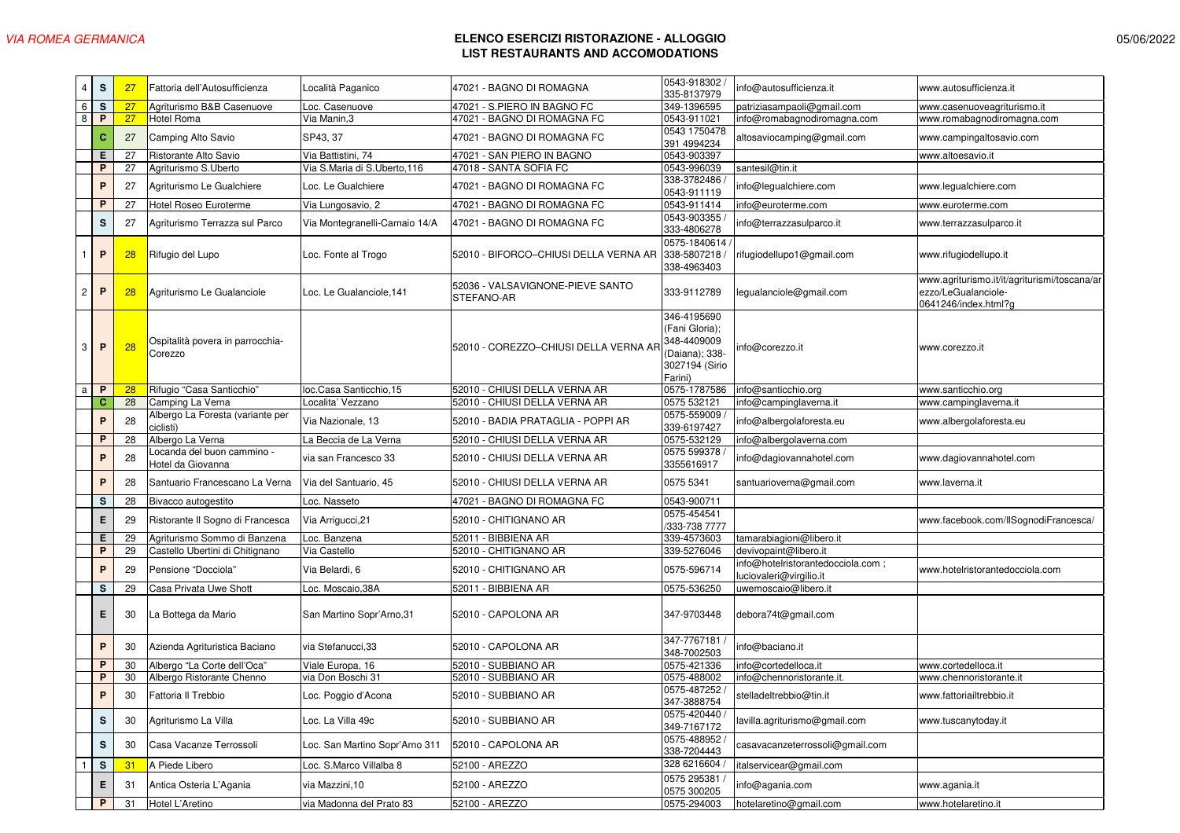*VIA ROMEA GERMANICA*

**ELENCO ESERCIZI RISTORAZIONE - ALLOGGIO**
**LIST RESTAURANTS AND ACCOMODATIONS**

05/06/2022

| | | | | | | | | |
|---|---|---|---|---|---|---|---|---|
| 4 | S | 27 | Fattoria dell'Autosufficienza | Località Paganico | 47021 - BAGNO DI ROMAGNA | 0543-918302 / 335-8137979 | info@autosufficienza.it | www.autosufficienza.it |
| 6 | S | 27 | Agriturismo B&B Casenuove | Loc. Casenuove | 47021 - S.PIERO IN BAGNO FC | 349-1396595 | patriziasampaoli@gmail.com | www.casenuoveagriturismo.it |
| 8 | P | 27 | Hotel Roma | Via Manin,3 | 47021 - BAGNO DI ROMAGNA FC | 0543-911021 | info@romabagnodiromagna.com | www.romabagnodiromagna.com |
| | C | 27 | Camping Alto Savio | SP43, 37 | 47021 - BAGNO DI ROMAGNA FC | 0543 1750478 391 4994234 | altosaviocamping@gmail.com | www.campingaltosavio.com |
| | E | 27 | Ristorante Alto Savio | Via Battistini, 74 | 47021 - SAN PIERO IN BAGNO | 0543-903397 | | www.altoesavio.it |
| | P | 27 | Agriturismo S.Uberto | Via S.Maria di S.Uberto,116 | 47018 - SANTA SOFIA FC | 0543-996039 | santesil@tin.it | |
| | P | 27 | Agriturismo Le Gualchiere | Loc. Le Gualchiere | 47021 - BAGNO DI ROMAGNA FC | 338-3782486 / 0543-911119 | info@legualchiere.com | www.legualchiere.com |
| | P | 27 | Hotel Roseo Euroterme | Via Lungosavio, 2 | 47021 - BAGNO DI ROMAGNA FC | 0543-911414 | info@euroterme.com | www.euroterme.com |
| | S | 27 | Agriturismo Terrazza sul Parco | Via Montegranelli-Carnaio 14/A | 47021 - BAGNO DI ROMAGNA FC | 0543-903355 / 333-4806278 | info@terrazzasulparco.it | www.terrazzasulparco.it |
| 1 | P | 28 | Rifugio del Lupo | Loc. Fonte al Trogo | 52010 - BIFORCO–CHIUSI DELLA VERNA AR | 0575-1840614 / 338-5807218 / 338-4963403 | rifugiodellupo1@gmail.com | www.rifugiodellupo.it |
| 2 | P | 28 | Agriturismo Le Gualanciole | Loc. Le Gualanciole,141 | 52036 - VALSAVIGNONE-PIEVE SANTO STEFANO-AR | 333-9112789 | legualanciole@gmail.com | www.agriturismo.it/it/agriturismi/toscana/arezzo/LeGualanciole-0641246/index.html?g |
| 3 | P | 28 | Ospitalità povera in parrocchia-Corezzo | | 52010 - COREZZO–CHIUSI DELLA VERNA AR | 346-4195690 (Fani Gloria); 348-4409009 (Daiana); 338-3027194 (Sirio Farini) | info@corezzo.it | www.corezzo.it |
| a | P | 28 | Rifugio "Casa Santicchio" | loc.Casa Santicchio,15 | 52010 - CHIUSI DELLA VERNA AR | 0575-1787586 | info@santicchio.org | www.santicchio.org |
| | C | 28 | Camping La Verna | Localita' Vezzano | 52010 - CHIUSI DELLA VERNA AR | 0575 532121 | info@campinglaverna.it | www.campinglaverna.it |
| | P | 28 | Albergo La Foresta (variante per ciclisti) | Via Nazionale, 13 | 52010 - BADIA PRATAGLIA - POPPI AR | 0575-559009 / 339-6197427 | info@albergolaforesta.eu | www.albergolaforesta.eu |
| | P | 28 | Albergo La Verna | La Beccia de La Verna | 52010 - CHIUSI DELLA VERNA AR | 0575-532129 | info@albergolaverna.com | |
| | P | 28 | Locanda del buon cammino - Hotel da Giovanna | via san Francesco 33 | 52010 - CHIUSI DELLA VERNA AR | 0575 599378 / 3355616917 | info@dagiovannahotel.com | www.dagiovannahotel.com |
| | P | 28 | Santuario Francescano La Verna | Via del Santuario, 45 | 52010 - CHIUSI DELLA VERNA AR | 0575 5341 | santuarioverna@gmail.com | www.laverna.it |
| | S | 28 | Bivacco autogestito | Loc. Nasseto | 47021 - BAGNO DI ROMAGNA FC | 0543-900711 | | |
| | E | 29 | Ristorante Il Sogno di Francesca | Via Arrigucci,21 | 52010 - CHITIGNANO AR | 0575-454541 /333-738 7777 | | www.facebook.com/IlSognodiFrancesca/ |
| | E | 29 | Agriturismo Sommo di Banzena | Loc. Banzena | 52011 - BIBBIENA AR | 339-4573603 | tamarabiagioni@libero.it | |
| | P | 29 | Castello Ubertini di Chitignano | Via Castello | 52010 - CHITIGNANO AR | 339-5276046 | devivopaint@libero.it | |
| | P | 29 | Pensione "Docciola" | Via Belardi, 6 | 52010 - CHITIGNANO AR | 0575-596714 | info@hotelristorantedocciola.com ; luciovaleri@virgilio.it | www.hotelristorantedocciola.com |
| | S | 29 | Casa Privata Uwe Shott | Loc. Moscaio,38A | 52011 - BIBBIENA AR | 0575-536250 | uwemoscaio@libero.it | |
| | E | 30 | La Bottega da Mario | San Martino Sopr'Arno,31 | 52010 - CAPOLONA AR | 347-9703448 | debora74t@gmail.com | |
| | P | 30 | Azienda Agrituristica Baciano | via Stefanucci,33 | 52010 - CAPOLONA AR | 347-7767181 / 348-7002503 | info@baciano.it | |
| | P | 30 | Albergo "La Corte dell'Oca" | Viale Europa, 16 | 52010 - SUBBIANO AR | 0575-421336 | info@cortedelloca.it | www.cortedelloca.it |
| | P | 30 | Albergo Ristorante Chenno | via Don Boschi 31 | 52010 - SUBBIANO AR | 0575-488002 | info@chennoristorante.it. | www.chennoristorante.it |
| | P | 30 | Fattoria Il Trebbio | Loc. Poggio d'Acona | 52010 - SUBBIANO AR | 0575-487252 / 347-3888754 | stelladeltrebbio@tin.it | www.fattoriailtrebbio.it |
| | S | 30 | Agriturismo La Villa | Loc. La Villa 49c | 52010 - SUBBIANO AR | 0575-420440 / 349-7167172 | lavilla.agriturismo@gmail.com | www.tuscanytoday.it |
| | S | 30 | Casa Vacanze Terrossoli | Loc. San Martino Sopr'Arno 311 | 52010 - CAPOLONA AR | 0575-488952 / 338-7204443 | casavacanzeterrossoli@gmail.com | |
| 1 | S | 31 | A Piede Libero | Loc. S.Marco Villalba 8 | 52100 - AREZZO | 328 6216604 / | italservicear@gmail.com | |
| | E | 31 | Antica Osteria L'Agania | via Mazzini,10 | 52100 - AREZZO | 0575 295381 / 0575 300205 | info@agania.com | www.agania.it |
| | P | 31 | Hotel L'Aretino | via Madonna del Prato 83 | 52100 - AREZZO | 0575-294003 | hotelaretino@gmail.com | www.hotelaretino.it |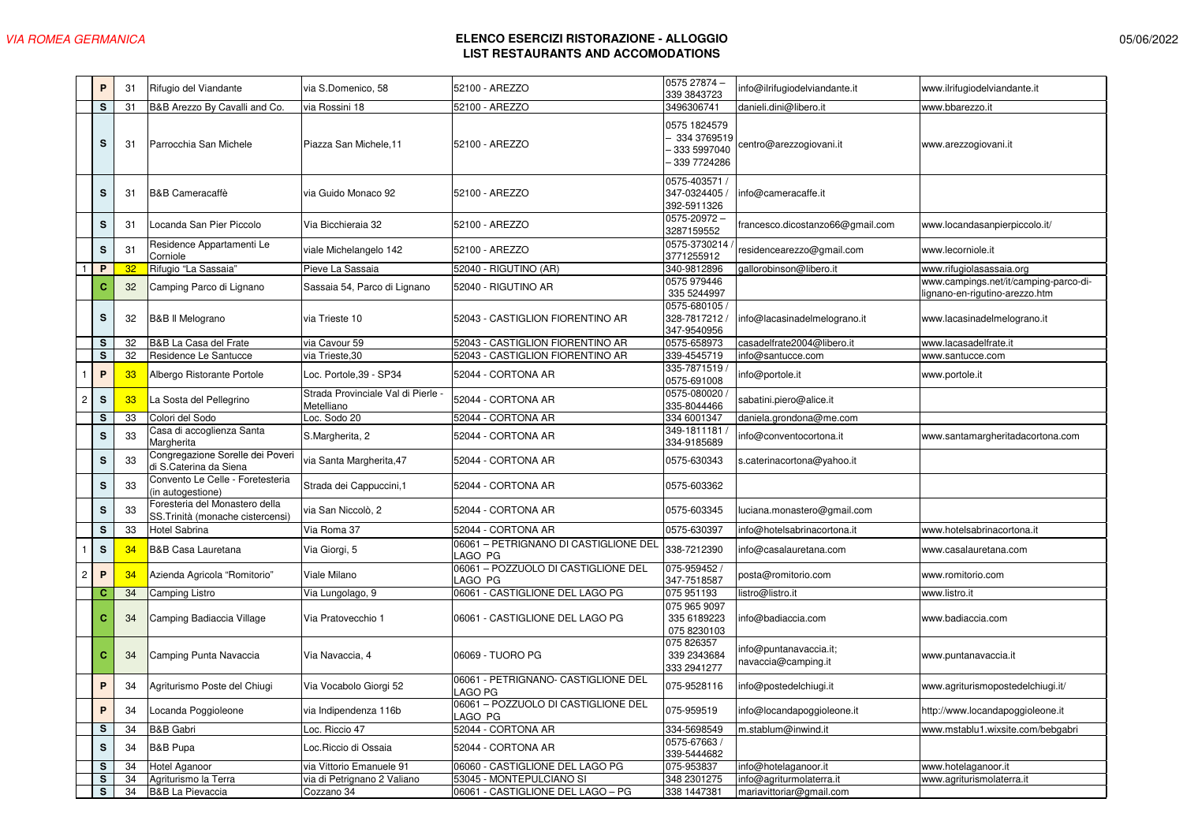VIA ROMEA GERMANICA

# ELENCO ESERCIZI RISTORAZIONE - ALLOGGIO
## LIST RESTAURANTS AND ACCOMODATIONS

05/06/2022

| | | | | | | | | |
|---|---|---|---|---|---|---|---|---|
| | P | 31 | Rifugio del Viandante | via S.Domenico, 58 | 52100 - AREZZO | 0575 27874 – 339 3843723 | info@ilrifugiodelviandante.it | www.ilrifugiodelviandante.it |
| | S | 31 | B&B Arezzo By Cavalli and Co. | via Rossini 18 | 52100 - AREZZO | 3496306741 | danieli.dini@libero.it | www.bbarezzo.it |
| | S | 31 | Parrocchia San Michele | Piazza San Michele,11 | 52100 - AREZZO | 0575 1824579 – 334 3769519 – 333 5997040 – 339 7724286 | centro@arezzogiovani.it | www.arezzogiovani.it |
| | S | 31 | B&B Cameracaffè | via Guido Monaco 92 | 52100 - AREZZO | 0575-403571 / 347-0324405 / 392-5911326 | info@cameracaffe.it | |
| | S | 31 | Locanda San Pier Piccolo | Via Bicchieraia 32 | 52100 - AREZZO | 0575-20972 – 3287159552 | francesco.dicostanzo66@gmail.com | www.locandasanpierpiccolo.it/ |
| | S | 31 | Residence Appartamenti Le Corniole | viale Michelangelo 142 | 52100 - AREZZO | 0575-3730214 / 3771255912 | residencearezzo@gmail.com | www.lecorniole.it |
| 1 | P | 32 | Rifugio "La Sassaia" | Pieve La Sassaia | 52040 - RIGUTINO (AR) | 340-9812896 | gallorobinson@libero.it | www.rifugiolasassaia.org |
| | C | 32 | Camping Parco di Lignano | Sassaia 54, Parco di Lignano | 52040 - RIGUTINO AR | 0575 979446 335 5244997 | | www.campings.net/it/camping-parco-di-lignano-en-rigutino-arezzo.htm |
| | S | 32 | B&B Il Melograno | via Trieste 10 | 52043 - CASTIGLION FIORENTINO AR | 0575-680105 / 328-7817212 / 347-9540956 | info@lacasinadelmelograno.it | www.lacasinadelmelograno.it |
| | S | 32 | B&B La Casa del Frate | via Cavour 59 | 52043 - CASTIGLION FIORENTINO AR | 0575-658973 | casadelfrate2004@libero.it | www.lacasadelfrate.it |
| | S | 32 | Residence Le Santucce | via Trieste,30 | 52043 - CASTIGLION FIORENTINO AR | 339-4545719 | info@santucce.com | www.santucce.com |
| 1 | P | 33 | Albergo Ristorante Portole | Loc. Portole,39 - SP34 | 52044 - CORTONA AR | 335-7871519 / 0575-691008 | info@portole.it | www.portole.it |
| 2 | S | 33 | La Sosta del Pellegrino | Strada Provinciale Val di Pierle - Metelliano | 52044 - CORTONA AR | 0575-080020 / 335-8044466 | sabatini.piero@alice.it | |
| | S | 33 | Colori del Sodo | Loc. Sodo 20 | 52044 - CORTONA AR | 334 6001347 | daniela.grondona@me.com | |
| | S | 33 | Casa di accoglienza Santa Margherita | S.Margherita, 2 | 52044 - CORTONA AR | 349-1811181 / 334-9185689 | info@conventocortona.it | www.santamargheritadacortona.com |
| | S | 33 | Congregazione Sorelle dei Poveri di S.Caterina da Siena | via Santa Margherita,47 | 52044 - CORTONA AR | 0575-630343 | s.caterinacortona@yahoo.it | |
| | S | 33 | Convento Le Celle - Foretesteria (in autogestione) | Strada dei Cappuccini,1 | 52044 - CORTONA AR | 0575-603362 | | |
| | S | 33 | Foresteria del Monastero della SS.Trinità (monache cistercensi) | via San Niccolò, 2 | 52044 - CORTONA AR | 0575-603345 | luciana.monastero@gmail.com | |
| | S | 33 | Hotel Sabrina | Via Roma 37 | 52044 - CORTONA AR | 0575-630397 | info@hotelsabrinacortona.it | www.hotelsabrinacortona.it |
| 1 | S | 34 | B&B Casa Lauretana | Via Giorgi, 5 | 06061 – PETRIGNANO DI CASTIGLIONE DEL LAGO PG | 338-7212390 | info@casalauretana.com | www.casalauretana.com |
| 2 | P | 34 | Azienda Agricola "Romitorio" | Viale Milano | 06061 – POZZUOLO DI CASTIGLIONE DEL LAGO PG | 075-959452 / 347-7518587 | posta@romitorio.com | www.romitorio.com |
| | C | 34 | Camping Listro | Via Lungolago, 9 | 06061 - CASTIGLIONE DEL LAGO PG | 075 951193 | listro@listro.it | www.listro.it |
| | C | 34 | Camping Badiaccia Village | Via Pratovecchio 1 | 06061 - CASTIGLIONE DEL LAGO PG | 075 965 9097 335 6189223 075 8230103 | info@badiaccia.com | www.badiaccia.com |
| | C | 34 | Camping Punta Navaccia | Via Navaccia, 4 | 06069 - TUORO PG | 075 826357 339 2343684 333 2941277 | info@puntanavaccia.it; navaccia@camping.it | www.puntanavaccia.it |
| | P | 34 | Agriturismo Poste del Chiugi | Via Vocabolo Giorgi 52 | 06061 - PETRIGNANO- CASTIGLIONE DEL LAGO PG | 075-9528116 | info@postedelchiugi.it | www.agriturismopostedelchiugi.it/ |
| | P | 34 | Locanda Poggioleone | via Indipendenza 116b | 06061 – POZZUOLO DI CASTIGLIONE DEL LAGO PG | 075-959519 | info@locandapoggioleone.it | http://www.locandapoggioleone.it |
| | S | 34 | B&B Gabri | Loc. Riccio 47 | 52044 - CORTONA AR | 334-5698549 | m.stablum@inwind.it | www.mstablu1.wixsite.com/bebgabri |
| | S | 34 | B&B Pupa | Loc.Riccio di Ossaia | 52044 - CORTONA AR | 0575-67663 / 339-5444682 | | |
| | S | 34 | Hotel Aganoor | via Vittorio Emanuele 91 | 06060 - CASTIGLIONE DEL LAGO PG | 075-953837 | info@hotelaganoor.it | www.hotelaganoor.it |
| | S | 34 | Agriturismo la Terra | via di Petrignano 2 Valiano | 53045 - MONTEPULCIANO SI | 348 2301275 | info@agriturmolaterra.it | www.agriturismolaterra.it |
| | S | 34 | B&B La Pievaccia | Cozzano 34 | 06061 - CASTIGLIONE DEL LAGO – PG | 338 1447381 | mariavittoriar@gmail.com | |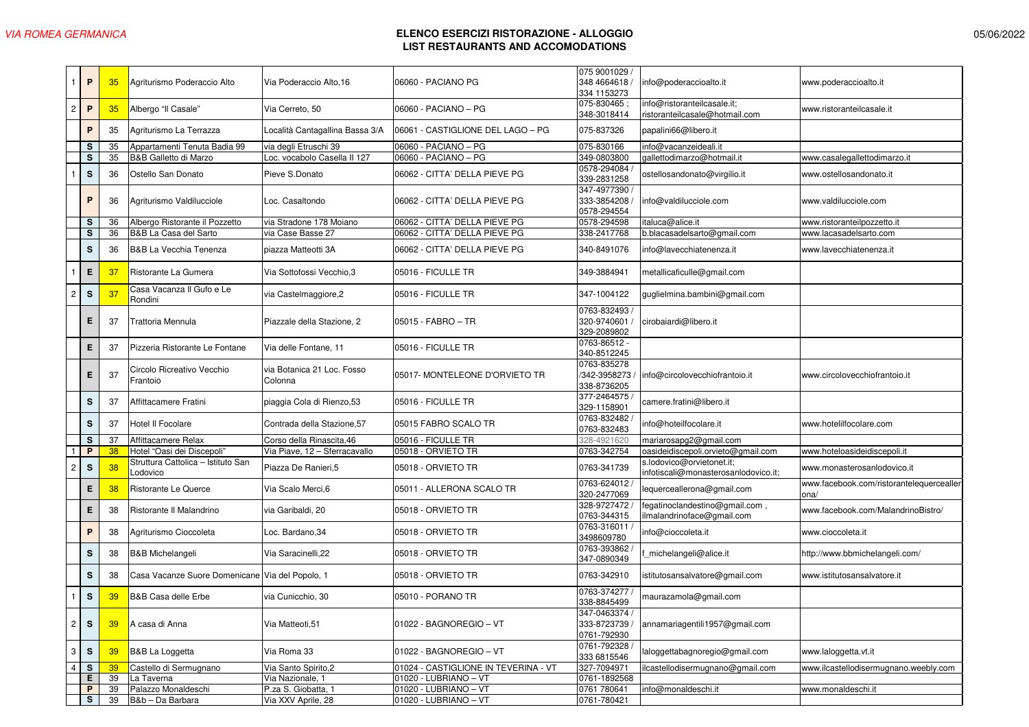*VIA ROMEA GERMANICA*

## ELENCO ESERCIZI RISTORAZIONE - ALLOGGIO
## LIST RESTAURANTS AND ACCOMODATIONS

05/06/2022

| | | | | | | | | |
|---|---|---|---|---|---|---|---|---|
| 1 | P | 35 | Agriturismo Poderaccio Alto | Via Poderaccio Alto,16 | 06060 - PACIANO PG | 075 9001029 / 348 4664618 / 334 1153273 | info@poderaccioalto.it | www.poderaccioalto.it |
| 2 | P | 35 | Albergo "Il Casale" | Via Cerreto, 50 | 06060 - PACIANO – PG | 075-830465 ; 348-3018414 | info@ristoranteilcasale.it; ristoranteilcasale@hotmail.com | www.ristoranteilcasale.it |
| | P | 35 | Agriturismo La Terrazza | Località Cantagallina Bassa 3/A | 06061 - CASTIGLIONE DEL LAGO – PG | 075-837326 | papalini66@libero.it | |
| | S | 35 | Appartamenti Tenuta Badia 99 | via degli Etruschi 39 | 06060 - PACIANO – PG | 075-830166 | info@vacanzeideali.it | |
| | S | 35 | B&B Galletto di Marzo | Loc. vocabolo Casella II 127 | 06060 - PACIANO – PG | 349-0803800 | gallettodimarzo@hotmail.it | www.casagallettodimarzo.it |
| 1 | S | 36 | Ostello San Donato | Pieve S.Donato | 06062 - CITTA' DELLA PIEVE PG | 0578-294084 / 339-2831258 | ostellosandonato@virgilio.it | www.ostellosandonato.it |
| | P | 36 | Agriturismo Valdilucciole | Loc. Casaltondo | 06062 - CITTA' DELLA PIEVE PG | 347-4977390 / 333-3854208 / 0578-294554 | info@valdilucciole.com | www.valdilucciole.com |
| | S | 36 | Albergo Ristorante il Pozzetto | via Stradone 178 Moiano | 06062 - CITTA' DELLA PIEVE PG | 0578-294598 | italuca@alice.it | www.ristoranteilpozzetto.it |
| | S | 36 | B&B La Casa del Sarto | via Case Basse 27 | 06062 - CITTA' DELLA PIEVE PG | 338-2417768 | b.blacasadelsarto@gmail.com | www.lacasadelsarto.com |
| | S | 36 | B&B La Vecchia Tenenza | piazza Matteotti 3A | 06062 - CITTA' DELLA PIEVE PG | 340-8491076 | info@lavecchiatenenza.it | www.lavecchiatenenza.it |
| 1 | E | 37 | Ristorante La Gumera | Via Sottofossi Vecchio,3 | 05016 - FICULLE TR | 349-3884941 | metallicaficulle@gmail.com | |
| 2 | S | 37 | Casa Vacanza Il Gufo e Le Rondini | via Castelmaggiore,2 | 05016 - FICULLE TR | 347-1004122 | guglielmina.bambini@gmail.com | |
| | E | 37 | Trattoria Mennula | Piazzale della Stazione, 2 | 05015 - FABRO – TR | 0763-832493 / 320-9740601 / 329-2089802 | cirobaiardi@libero.it | |
| | E | 37 | Pizzeria Ristorante Le Fontane | Via delle Fontane, 11 | 05016 - FICULLE TR | 0763-86512 - 340-8512245 | | |
| | E | 37 | Circolo Ricreativo Vecchio Frantoio | via Botanica 21 Loc. Fosso Colonna | 05017- MONTELEONE D'ORVIETO TR | 0763-835278 /342-3958273 / 338-8736205 | info@circolovecchiofrantoio.it | www.circolovecchiofrantoio.it |
| | S | 37 | Affittacamere Fratini | piaggia Cola di Rienzo,53 | 05016 - FICULLE TR | 377-2464575 / 329-1158901 | camere.fratini@libero.it | |
| | S | 37 | Hotel Il Focolare | Contrada della Stazione,57 | 05015 FABRO SCALO TR | 0763-832482 / 0763-832483 | info@hoteilfocolare.it | www.hotelilfocolare.com |
| | S | 37 | Affittacamere Relax | Corso della Rinascita,46 | 05016 - FICULLE TR | 328-4921620 | mariarosapg2@gmail.com | |
| 1 | P | 38 | Hotel "Oasi dei Discepoli" | Via Piave, 12 – Sferracavallo | 05018 - ORVIETO TR | 0763-342754 | oasideidiscepoli.orvieto@gmail.com | www.hoteloasideidiscepoli.it |
| 2 | S | 38 | Struttura Cattolica – Istituto San Lodovico | Piazza De Ranieri,5 | 05018 - ORVIETO TR | 0763-341739 | s.lodovico@orvietonet.it; infotiscali@monasterosanlodovico.it; | www.monasterosanlodovico.it |
| | E | 38 | Ristorante Le Querce | Via Scalo Merci,6 | 05011 - ALLERONA SCALO TR | 0763-624012 / 320-2477069 | lequerceallerona@gmail.com | www.facebook.com/ristorantelequerceallerona/ |
| | E | 38 | Ristorante Il Malandrino | via Garibaldi, 20 | 05018 - ORVIETO TR | 328-9727472 / 0763-344315 | fegatinoclandestino@gmail.com , ilmalandrinoface@gmail.com | www.facebook.com/MalandrinoBistro/ |
| | P | 38 | Agriturismo Cioccoleta | Loc. Bardano,34 | 05018 - ORVIETO TR | 0763-316011 / 3498609780 | info@cioccoleta.it | www.cioccoleta.it |
| | S | 38 | B&B Michelangeli | Via Saracinelli,22 | 05018 - ORVIETO TR | 0763-393862 / 347-0890349 | f_michelangeli@alice.it | http://www.bbmichelangeli.com/ |
| | S | 38 | Casa Vacanze Suore Domenicane | Via del Popolo, 1 | 05018 - ORVIETO TR | 0763-342910 | istitutosansalvatore@gmail.com | www.istitutosansalvatore.it |
| 1 | S | 39 | B&B Casa delle Erbe | via Cunicchio, 30 | 05010 - PORANO TR | 0763-374277 / 338-8845499 | maurazamola@gmail.com | |
| 2 | S | 39 | A casa di Anna | Via Matteoti,51 | 01022 - BAGNOREGIO – VT | 347-0463374 / 333-8723739 / 0761-792930 | annamariagentili1957@gmail.com | |
| 3 | S | 39 | B&B La Loggetta | Via Roma 33 | 01022 - BAGNOREGIO – VT | 0761-792328 / 333 6815546 | laloggettabagnoregio@gmail.com | www.laloggetta.vt.it |
| 4 | S | 39 | Castello di Sermugnano | Via Santo Spirito,2 | 01024 - CASTIGLIONE IN TEVERINA - VT | 327-7094971 | ilcastellodisermugnano@gmail.com | www.ilcastellodisermugnano.weebly.com |
| | E | 39 | La Taverna | Via Nazionale, 1 | 01020 - LUBRIANO – VT | 0761-1892568 | | |
| | P | 39 | Palazzo Monaldeschi | P.za S. Giobatta, 1 | 01020 - LUBRIANO – VT | 0761 780641 | info@monaldeschi.it | www.monaldeschi.it |
| | S | 39 | B&b – Da Barbara | Via XXV Aprile, 28 | 01020 - LUBRIANO – VT | 0761-780421 | | |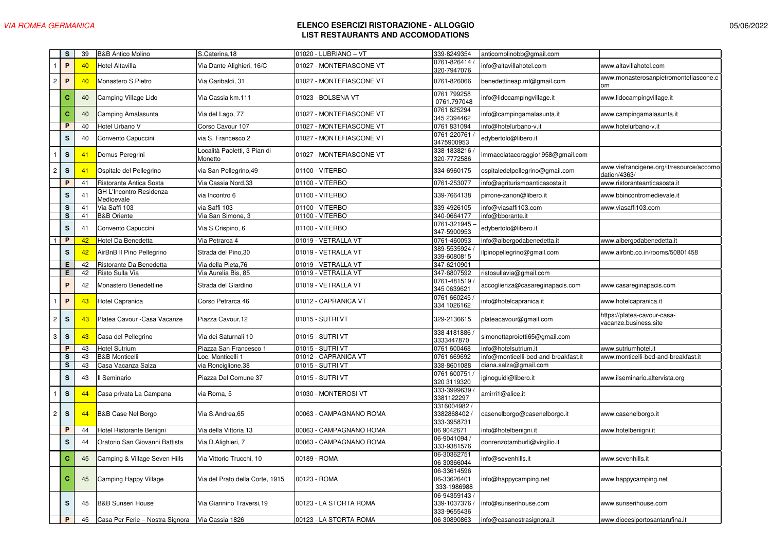*VIA ROMEA GERMANICA*

**ELENCO ESERCIZI RISTORAZIONE - ALLOGGIO**
**LIST RESTAURANTS AND ACCOMODATIONS**

05/06/2022

| | | | | | | | | |
|---|---|---|---|---|---|---|---|---|
| | S | 39 | B&B Antico Molino | S.Caterina,18 | 01020 - LUBRIANO – VT | 339-8249354 | anticomolinobb@gmail.com | |
| 1 | P | 40 | Hotel Altavilla | Via Dante Alighieri, 16/C | 01027 - MONTEFIASCONE VT | 0761-826414 / 320-7947076 | info@altavillahotel.com | www.altavillahotel.com |
| 2 | P | 40 | Monastero S.Pietro | Via Garibaldi, 31 | 01027 - MONTEFIASCONE VT | 0761-826066 | benedettineap.mf@gmail.com | www.monasterosanpietromontefiascone.com |
| | C | 40 | Camping Village Lido | Via Cassia km.111 | 01023 - BOLSENA VT | 0761 799258 0761.797048 | info@lidocampingvillage.it | www.lidocampingvillage.it |
| | C | 40 | Camping Amalasunta | Via del Lago, 77 | 01027 - MONTEFIASCONE VT | 0761 825294 345 2394462 | info@campingamalasunta.it | www.campingamalasunta.it |
| | P | 40 | Hotel Urbano V | Corso Cavour 107 | 01027 - MONTEFIASCONE VT | 0761 831094 | info@hotelurbano-v.it | www.hotelurbano-v.it |
| | S | 40 | Convento Capuccini | via S. Francesco 2 | 01027 - MONTEFIASCONE VT | 0761-220761 / 3475900953 | edybertolo@libero.it | |
| 1 | S | 41 | Domus Peregrini | Località Paoletti, 3 Pian di Monetto | 01027 - MONTEFIASCONE VT | 338-1838216 / 320-7772586 | immacolatacoraggio1958@gmail.com | |
| 2 | S | 41 | Ospitale del Pellegrino | via San Pellegrino,49 | 01100 - VITERBO | 334-6960175 | ospitaledelpellegrino@gmail.com | www.viefrancigene.org/it/resource/accomodation/4363/ |
| | P | 41 | Ristorante Antica Sosta | Via Cassia Nord,33 | 01100 - VITERBO | 0761-253077 | info@agriturismoanticasosta.it | www.ristoranteanticasosta.it |
| | S | 41 | GH L'Incontro Residenza Medioevale | via Incontro 6 | 01100 - VITERBO | 339-7664138 | pirrone-zanon@libero.it | www.bbincontromedievale.it |
| | S | 41 | Via Saffi 103 | via Saffi 103 | 01100 - VITERBO | 339-4926105 | info@viasaffi103.com | www.viasaffi103.com |
| | S | 41 | B&B Oriente | Via San Simone, 3 | 01100 - VITERBO | 340-0664177 | info@bborante.it | |
| | S | 41 | Convento Capuccini | Via S.Crispino, 6 | 01100 - VITERBO | 0761-321945 – 347-5900953 | edybertolo@libero.it | |
| 1 | P | 42 | Hotel Da Benedetta | Via Petrarca 4 | 01019 - VETRALLA VT | 0761-460093 | info@albergodabenedetta.it | www.albergodabenedetta.it |
| | S | 42 | AirBnB Il Pino Pellegrino | Strada del Pino,30 | 01019 - VETRALLA VT | 389-5535924 / 339-6080815 | ilpinopellegrino@gmail.com | www.airbnb.co.in/rooms/50801458 |
| | E | 42 | Ristorante Da Benedetta | Via della Pieta,76 | 01019 - VETRALLA VT | 347-6210901 | | |
| | E | 42 | Risto Sulla Via | Via Aurelia Bis, 85 | 01019 - VETRALLA VT | 347-6807592 | ristosullavia@gmail.com | |
| | P | 42 | Monastero Benedettine | Strada del Giardino | 01019 - VETRALLA VT | 0761-481519 / 345 0639621 | accoglienza@casareginapacis.com | www.casareginapacis.com |
| 1 | P | 43 | Hotel Capranica | Corso Petrarca 46 | 01012 - CAPRANICA VT | 0761 660245 / 334 1026162 | info@hotelcapranica.it | www.hotelcapranica.it |
| 2 | S | 43 | Platea Cavour -Casa Vacanze | Piazza Cavour,12 | 01015 - SUTRI VT | 329-2136615 | plateacavour@gmail.com | https://platea-cavour-casa-vacanze.business.site |
| 3 | S | 43 | Casa del Pellegrino | Via dei Saturnali 10 | 01015 - SUTRI VT | 338 4181886 / 3333447870 | simonettaproietti65@gmail.com | |
| | P | 43 | Hotel Sutrium | Piazza San Francesco 1 | 01015 - SUTRI VT | 0761 600468 | info@hotelsutrium.it | www.sutriumhotel.it |
| | S | 43 | B&B Monticelli | Loc. Monticelli 1 | 01012 - CAPRANICA VT | 0761 669692 | info@monticelli-bed-and-breakfast.it | www.monticelli-bed-and-breakfast.it |
| | S | 43 | Casa Vacanza Salza | via Ronciglione,38 | 01015 - SUTRI VT | 338-8601088 | diana.salza@gmail.com | |
| | S | 43 | Il Seminario | Piazza Del Comune 37 | 01015 - SUTRI VT | 0761 600751 / 320 3119320 | iginoguidi@libero.it | www.ilseminario.altervista.org |
| 1 | S | 44 | Casa privata La Campana | via Roma, 5 | 01030 - MONTEROSI VT | 333-3999639 / 3381122297 | amirri1@alice.it | |
| 2 | S | 44 | B&B Case Nel Borgo | Via S.Andrea,65 | 00063 - CAMPAGNANO ROMA | 3316004982 / 3382868402 / 333-3958731 | casenelborgo@casenelborgo.it | www.casenelborgo.it |
| | P | 44 | Hotel Ristorante Benigni | Via della Vittoria 13 | 00063 - CAMPAGNANO ROMA | 06 9042671 | info@hotelbenigni.it | www.hotelbenigni.it |
| | S | 44 | Oratorio San Giovanni Battista | Via D.Alighieri, 7 | 00063 - CAMPAGNANO ROMA | 06-9041094 / 333-9381576 | donrenzotamburli@virgilio.it | |
| | C | 45 | Camping & Village Seven Hills | Via Vittorio Trucchi, 10 | 00189 - ROMA | 06-30362751 06-30366044 | info@sevenhills.it | www.sevenhills.it |
| | C | 45 | Camping Happy Village | Via del Prato della Corte, 1915 | 00123 - ROMA | 06-33614596 06-33626401 333-1986988 | info@happycamping.net | www.happycamping.net |
| | S | 45 | B&B Sunseri House | Via Giannino Traversi,19 | 00123 - LA STORTA ROMA | 06-94359143 / 339-1037376 / 333-9655436 | info@sunserihouse.com | www.sunserihouse.com |
| | P | 45 | Casa Per Ferie – Nostra Signora | Via Cassia 1826 | 00123 - LA STORTA ROMA | 06-30890863 | info@casanostrasignora.it | www.diocesiportosantarufina.it |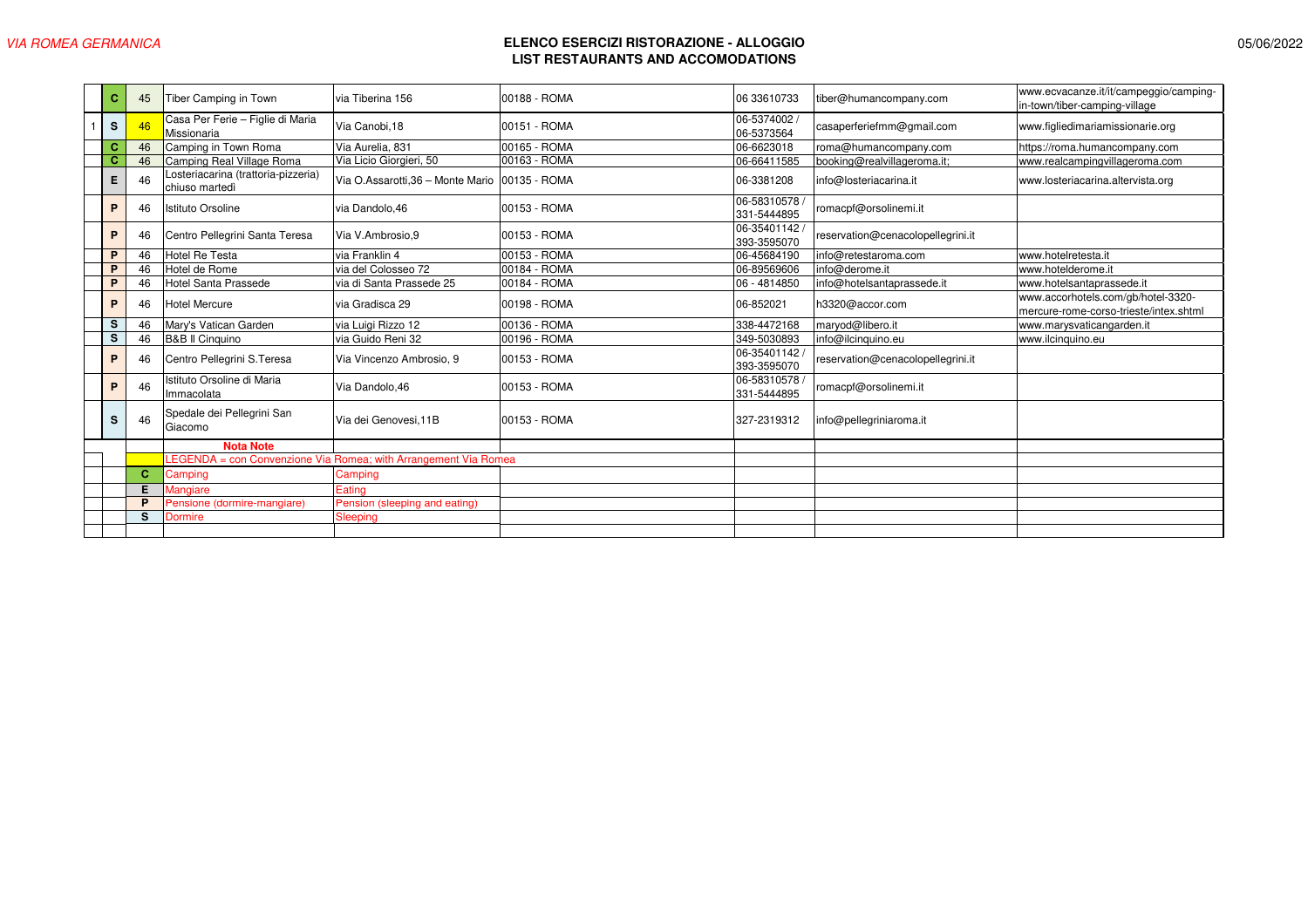*VIA ROMEA GERMANICA*

**ELENCO ESERCIZI RISTORAZIONE - ALLOGGIO**
**LIST RESTAURANTS AND ACCOMODATIONS**

05/06/2022

| | | | | | | | | |
|---|---|---|---|---|---|---|---|---|
| | C | 45 | Tiber Camping in Town | via Tiberina 156 | 00188 - ROMA | 06 33610733 | tiber@humancompany.com | www.ecvacanze.it/it/campeggio/camping-in-town/tiber-camping-village |
| 1 | S | 46 | Casa Per Ferie – Figlie di Maria Missionaria | Via Canobi,18 | 00151 - ROMA | 06-5374002 / 06-5373564 | casaperferiefmm@gmail.com | www.figliedimariamissionarie.org |
| | C | 46 | Camping in Town Roma | Via Aurelia, 831 | 00165 - ROMA | 06-6623018 | roma@humancompany.com | https://roma.humancompany.com |
| | C | 46 | Camping Real Village Roma | Via Licio Giorgieri, 50 | 00163 - ROMA | 06-66411585 | booking@realvillageroma.it; | www.realcampingvillageroma.com |
| | E | 46 | Losteriacarina (trattoria-pizzeria) chiuso martedì | Via O.Assarotti,36 – Monte Mario | 00135 - ROMA | 06-3381208 | info@losteriacarina.it | www.losteriacarina.altervista.org |
| | P | 46 | Istituto Orsoline | via Dandolo,46 | 00153 - ROMA | 06-58310578 / 331-5444895 | romacpf@orsolinemi.it | |
| | P | 46 | Centro Pellegrini Santa Teresa | Via V.Ambrosio,9 | 00153 - ROMA | 06-35401142 / 393-3595070 | reservation@cenacolopellegrini.it | |
| | P | 46 | Hotel Re Testa | via Franklin 4 | 00153 - ROMA | 06-45684190 | info@retestaroma.com | www.hotelretesta.it |
| | P | 46 | Hotel de Rome | via del Colosseo 72 | 00184 - ROMA | 06-89569606 | info@derome.it | www.hotelderome.it |
| | P | 46 | Hotel Santa Prassede | via di Santa Prassede 25 | 00184 - ROMA | 06 - 4814850 | info@hotelsantaprassede.it | www.hotelsantaprassede.it |
| | P | 46 | Hotel Mercure | via Gradisca 29 | 00198 - ROMA | 06-852021 | h3320@accor.com | www.accorhotels.com/gb/hotel-3320-mercure-rome-corso-trieste/intex.shtml |
| | S | 46 | Mary's Vatican Garden | via Luigi Rizzo 12 | 00136 - ROMA | 338-4472168 | maryod@libero.it | www.marysvaticangarden.it |
| | S | 46 | B&B Il Cinquino | via Guido Reni 32 | 00196 - ROMA | 349-5030893 | info@ilcinquino.eu | www.ilcinquino.eu |
| | P | 46 | Centro Pellegrini S.Teresa | Via Vincenzo Ambrosio, 9 | 00153 - ROMA | 06-35401142 / 393-3595070 | reservation@cenacolopellegrini.it | |
| | P | 46 | Istituto Orsoline di Maria Immacolata | Via Dandolo,46 | 00153 - ROMA | 06-58310578 / 331-5444895 | romacpf@orsolinemi.it | |
| | S | 46 | Spedale dei Pellegrini San Giacomo | Via dei Genovesi,11B | 00153 - ROMA | 327-2319312 | info@pellegriniaroma.it | |

**Nota Note**

LEGENDA = con Convenzione Via Romea; with Arrangement Via Romea

| | | |
|---|---|---|
| C | Camping | Camping |
| E | Mangiare | Eating |
| P | Pensione (dormire-mangiare) | Pension (sleeping and eating) |
| S | Dormire | Sleeping |